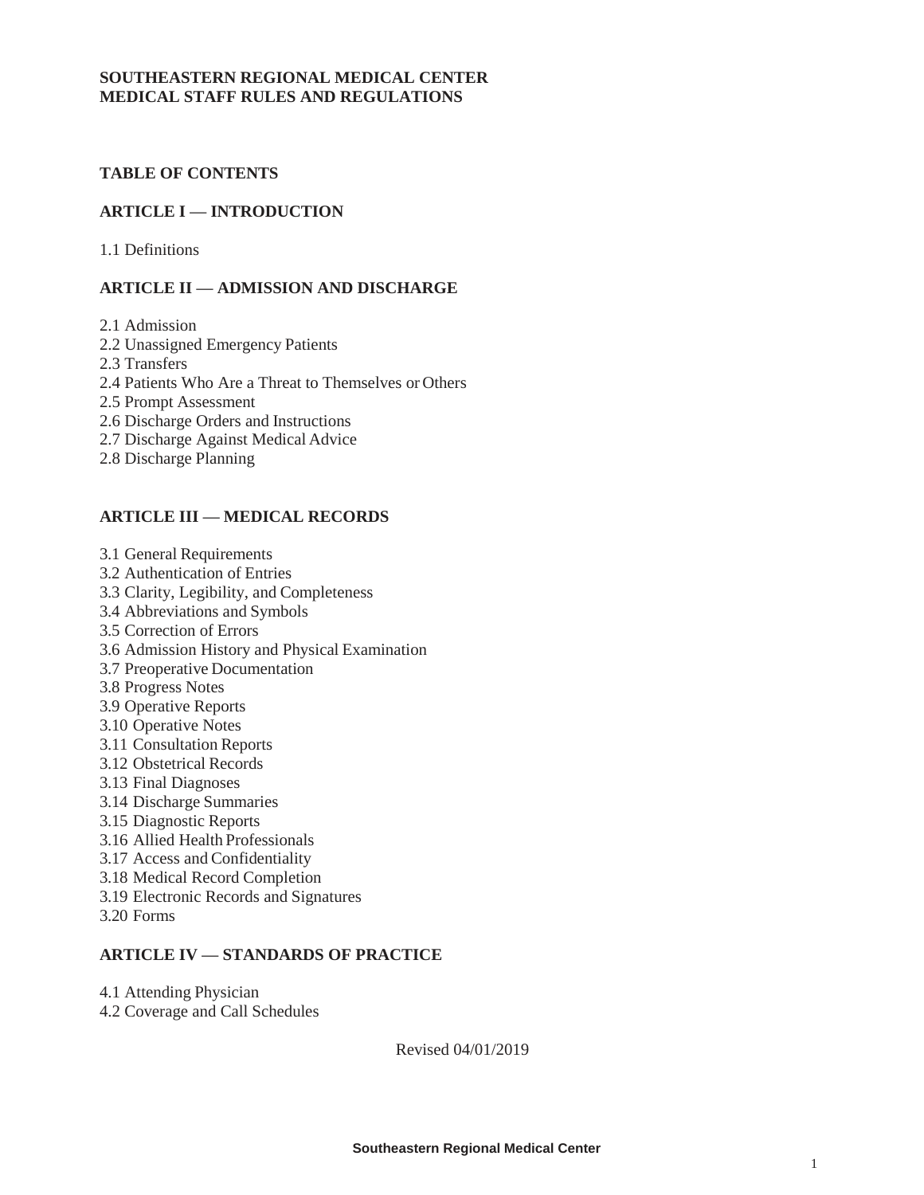# SOUTHEASTERN REGIONAL MEDICAL CENTER
# MEDICAL STAFF RULES AND REGULATIONS

## TABLE OF CONTENTS

### ARTICLE I — INTRODUCTION

1.1 Definitions

### ARTICLE II — ADMISSION AND DISCHARGE

2.1 Admission
2.2 Unassigned Emergency Patients
2.3 Transfers
2.4 Patients Who Are a Threat to Themselves or Others
2.5 Prompt Assessment
2.6 Discharge Orders and Instructions
2.7 Discharge Against Medical Advice
2.8 Discharge Planning

### ARTICLE III — MEDICAL RECORDS

3.1 General Requirements
3.2 Authentication of Entries
3.3 Clarity, Legibility, and Completeness
3.4 Abbreviations and Symbols
3.5 Correction of Errors
3.6 Admission History and Physical Examination
3.7 Preoperative Documentation
3.8 Progress Notes
3.9 Operative Reports
3.10 Operative Notes
3.11 Consultation Reports
3.12 Obstetrical Records
3.13 Final Diagnoses
3.14 Discharge Summaries
3.15 Diagnostic Reports
3.16 Allied Health Professionals
3.17 Access and Confidentiality
3.18 Medical Record Completion
3.19 Electronic Records and Signatures
3.20 Forms

### ARTICLE IV — STANDARDS OF PRACTICE

4.1 Attending Physician
4.2 Coverage and Call Schedules

Revised 04/01/2019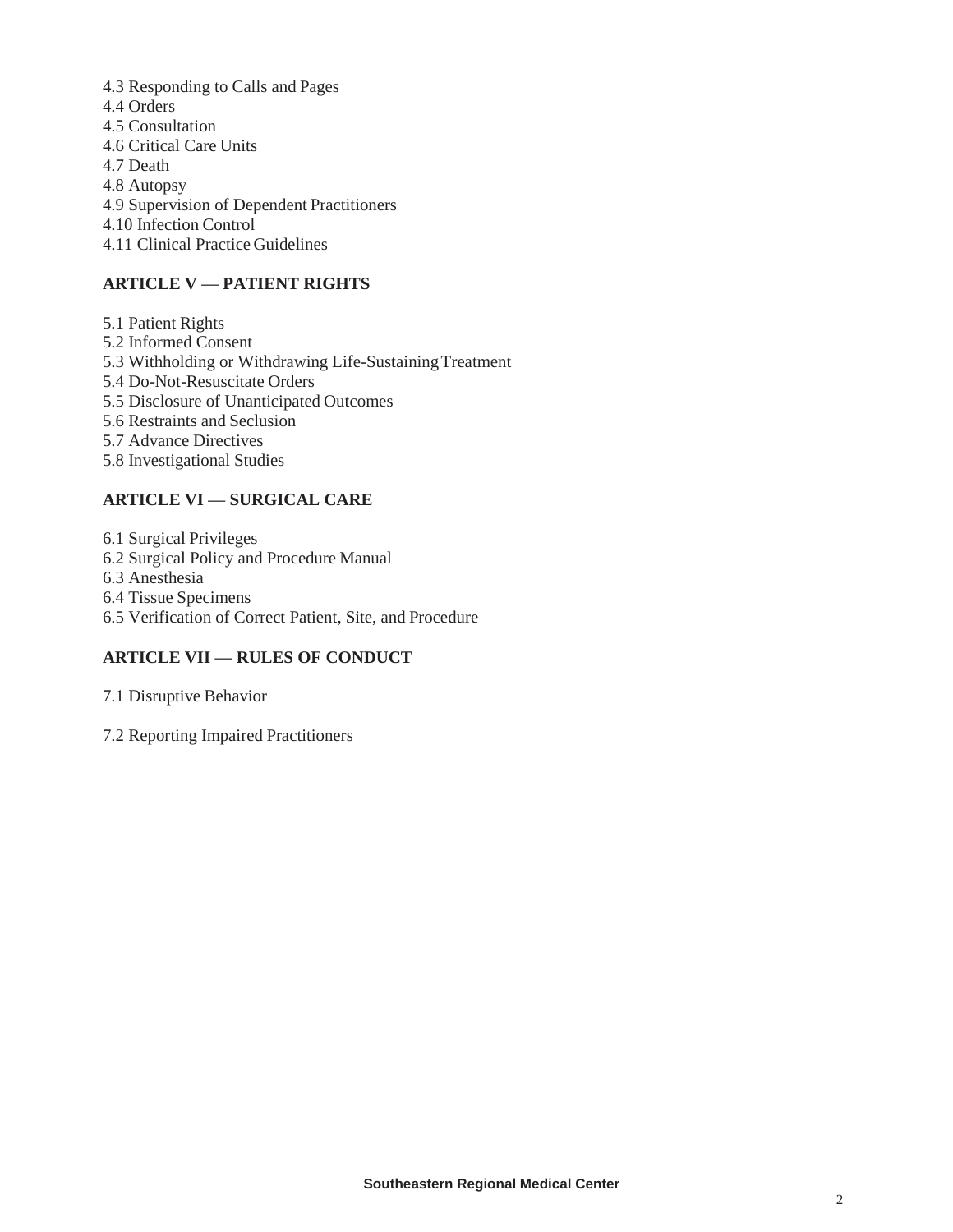4.3 Responding to Calls and Pages
4.4 Orders
4.5 Consultation
4.6 Critical Care Units
4.7 Death
4.8 Autopsy
4.9 Supervision of Dependent Practitioners
4.10 Infection Control
4.11 Clinical Practice Guidelines

## ARTICLE V — PATIENT RIGHTS

5.1 Patient Rights
5.2 Informed Consent
5.3 Withholding or Withdrawing Life-Sustaining Treatment
5.4 Do-Not-Resuscitate Orders
5.5 Disclosure of Unanticipated Outcomes
5.6 Restraints and Seclusion
5.7 Advance Directives
5.8 Investigational Studies

## ARTICLE VI — SURGICAL CARE

6.1 Surgical Privileges
6.2 Surgical Policy and Procedure Manual
6.3 Anesthesia
6.4 Tissue Specimens
6.5 Verification of Correct Patient, Site, and Procedure

## ARTICLE VII — RULES OF CONDUCT

7.1 Disruptive Behavior

7.2 Reporting Impaired Practitioners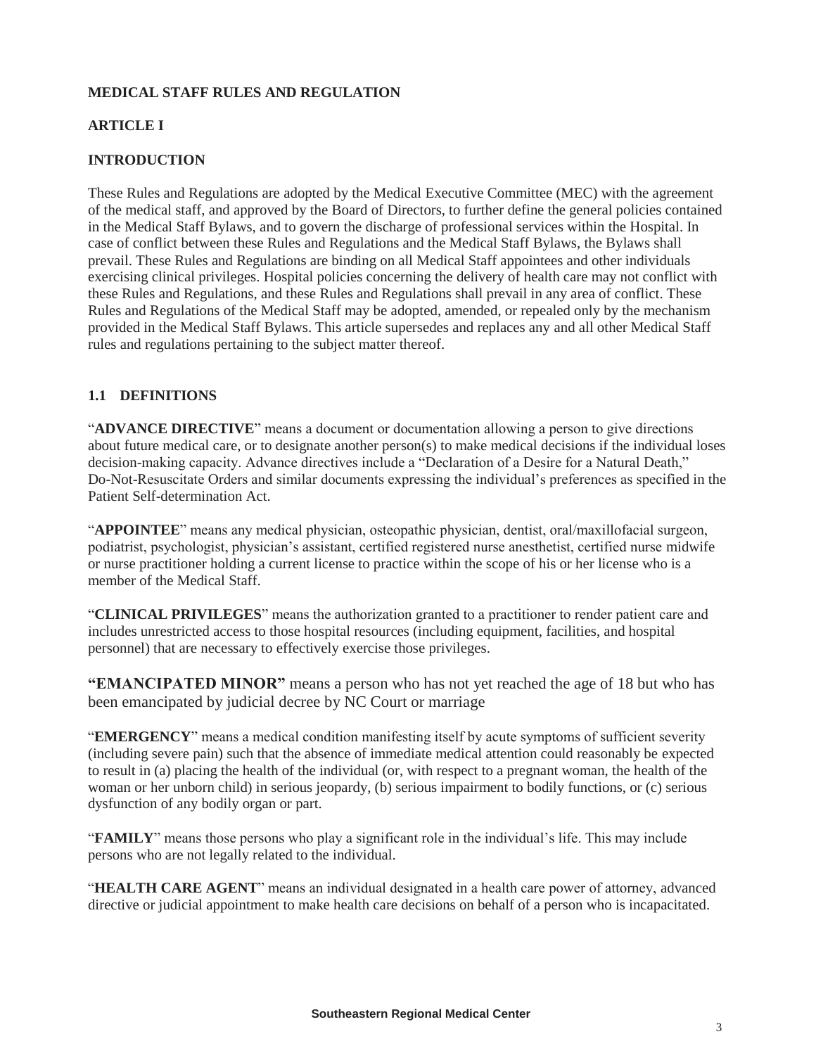**MEDICAL STAFF RULES AND REGULATION**

# ARTICLE I

## INTRODUCTION

These Rules and Regulations are adopted by the Medical Executive Committee (MEC) with the agreement of the medical staff, and approved by the Board of Directors, to further define the general policies contained in the Medical Staff Bylaws, and to govern the discharge of professional services within the Hospital. In case of conflict between these Rules and Regulations and the Medical Staff Bylaws, the Bylaws shall prevail. These Rules and Regulations are binding on all Medical Staff appointees and other individuals exercising clinical privileges. Hospital policies concerning the delivery of health care may not conflict with these Rules and Regulations, and these Rules and Regulations shall prevail in any area of conflict. These Rules and Regulations of the Medical Staff may be adopted, amended, or repealed only by the mechanism provided in the Medical Staff Bylaws. This article supersedes and replaces any and all other Medical Staff rules and regulations pertaining to the subject matter thereof.

### 1.1 DEFINITIONS

"**ADVANCE DIRECTIVE**" means a document or documentation allowing a person to give directions about future medical care, or to designate another person(s) to make medical decisions if the individual loses decision-making capacity. Advance directives include a "Declaration of a Desire for a Natural Death," Do-Not-Resuscitate Orders and similar documents expressing the individual's preferences as specified in the Patient Self-determination Act.

"**APPOINTEE**" means any medical physician, osteopathic physician, dentist, oral/maxillofacial surgeon, podiatrist, psychologist, physician's assistant, certified registered nurse anesthetist, certified nurse midwife or nurse practitioner holding a current license to practice within the scope of his or her license who is a member of the Medical Staff.

"**CLINICAL PRIVILEGES**" means the authorization granted to a practitioner to render patient care and includes unrestricted access to those hospital resources (including equipment, facilities, and hospital personnel) that are necessary to effectively exercise those privileges.

**"EMANCIPATED MINOR"** means a person who has not yet reached the age of 18 but who has been emancipated by judicial decree by NC Court or marriage

"**EMERGENCY**" means a medical condition manifesting itself by acute symptoms of sufficient severity (including severe pain) such that the absence of immediate medical attention could reasonably be expected to result in (a) placing the health of the individual (or, with respect to a pregnant woman, the health of the woman or her unborn child) in serious jeopardy, (b) serious impairment to bodily functions, or (c) serious dysfunction of any bodily organ or part.

"**FAMILY**" means those persons who play a significant role in the individual's life. This may include persons who are not legally related to the individual.

"**HEALTH CARE AGENT**" means an individual designated in a health care power of attorney, advanced directive or judicial appointment to make health care decisions on behalf of a person who is incapacitated.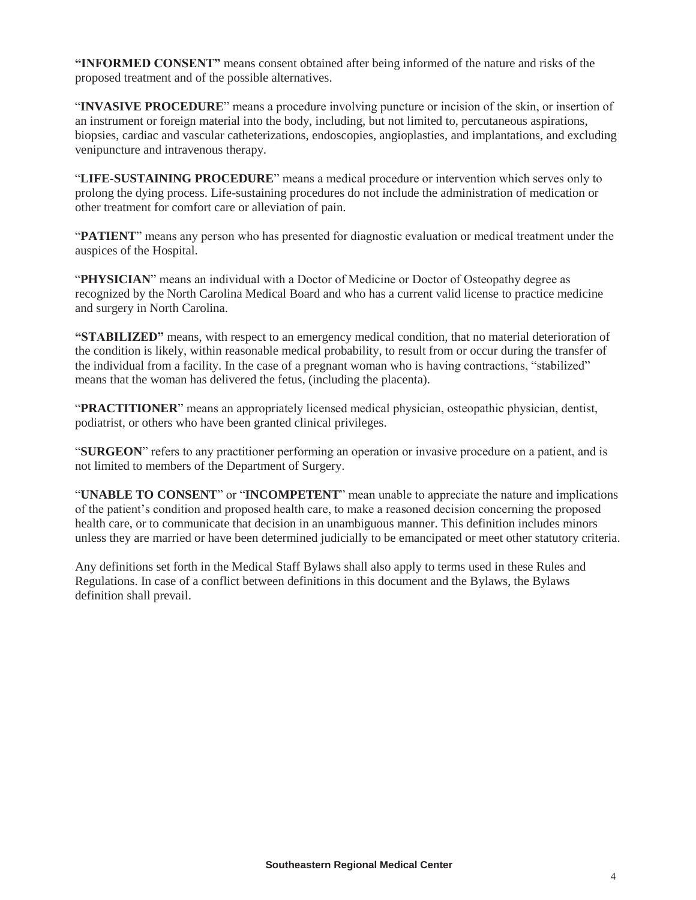**"INFORMED CONSENT"** means consent obtained after being informed of the nature and risks of the proposed treatment and of the possible alternatives.

"**INVASIVE PROCEDURE**" means a procedure involving puncture or incision of the skin, or insertion of an instrument or foreign material into the body, including, but not limited to, percutaneous aspirations, biopsies, cardiac and vascular catheterizations, endoscopies, angioplasties, and implantations, and excluding venipuncture and intravenous therapy.

"**LIFE-SUSTAINING PROCEDURE**" means a medical procedure or intervention which serves only to prolong the dying process. Life-sustaining procedures do not include the administration of medication or other treatment for comfort care or alleviation of pain.

"**PATIENT**" means any person who has presented for diagnostic evaluation or medical treatment under the auspices of the Hospital.

"**PHYSICIAN**" means an individual with a Doctor of Medicine or Doctor of Osteopathy degree as recognized by the North Carolina Medical Board and who has a current valid license to practice medicine and surgery in North Carolina.

**"STABILIZED"** means, with respect to an emergency medical condition, that no material deterioration of the condition is likely, within reasonable medical probability, to result from or occur during the transfer of the individual from a facility. In the case of a pregnant woman who is having contractions, "stabilized" means that the woman has delivered the fetus, (including the placenta).

"**PRACTITIONER**" means an appropriately licensed medical physician, osteopathic physician, dentist, podiatrist, or others who have been granted clinical privileges.

"**SURGEON**" refers to any practitioner performing an operation or invasive procedure on a patient, and is not limited to members of the Department of Surgery.

"**UNABLE TO CONSENT**" or "**INCOMPETENT**" mean unable to appreciate the nature and implications of the patient's condition and proposed health care, to make a reasoned decision concerning the proposed health care, or to communicate that decision in an unambiguous manner. This definition includes minors unless they are married or have been determined judicially to be emancipated or meet other statutory criteria.

Any definitions set forth in the Medical Staff Bylaws shall also apply to terms used in these Rules and Regulations. In case of a conflict between definitions in this document and the Bylaws, the Bylaws definition shall prevail.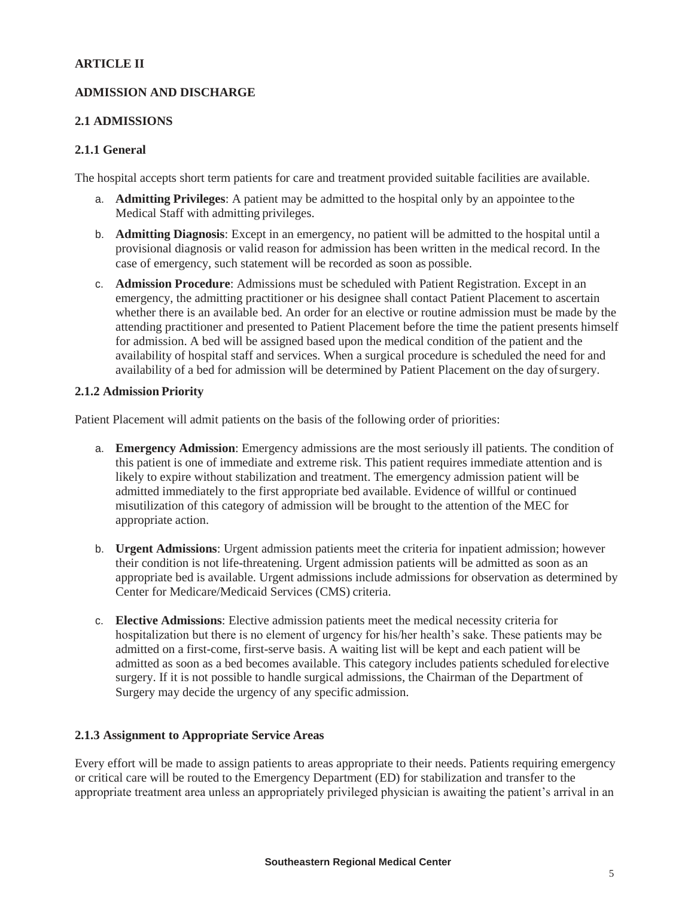**ARTICLE II**

**ADMISSION AND DISCHARGE**

**2.1 ADMISSIONS**

**2.1.1 General**

The hospital accepts short term patients for care and treatment provided suitable facilities are available.

a. **Admitting Privileges**: A patient may be admitted to the hospital only by an appointee to the Medical Staff with admitting privileges.

b. **Admitting Diagnosis**: Except in an emergency, no patient will be admitted to the hospital until a provisional diagnosis or valid reason for admission has been written in the medical record. In the case of emergency, such statement will be recorded as soon as possible.

c. **Admission Procedure**: Admissions must be scheduled with Patient Registration. Except in an emergency, the admitting practitioner or his designee shall contact Patient Placement to ascertain whether there is an available bed. An order for an elective or routine admission must be made by the attending practitioner and presented to Patient Placement before the time the patient presents himself for admission. A bed will be assigned based upon the medical condition of the patient and the availability of hospital staff and services. When a surgical procedure is scheduled the need for and availability of a bed for admission will be determined by Patient Placement on the day of surgery.

**2.1.2 Admission Priority**

Patient Placement will admit patients on the basis of the following order of priorities:

a. **Emergency Admission**: Emergency admissions are the most seriously ill patients. The condition of this patient is one of immediate and extreme risk. This patient requires immediate attention and is likely to expire without stabilization and treatment. The emergency admission patient will be admitted immediately to the first appropriate bed available. Evidence of willful or continued misutilization of this category of admission will be brought to the attention of the MEC for appropriate action.

b. **Urgent Admissions**: Urgent admission patients meet the criteria for inpatient admission; however their condition is not life-threatening. Urgent admission patients will be admitted as soon as an appropriate bed is available. Urgent admissions include admissions for observation as determined by Center for Medicare/Medicaid Services (CMS) criteria.

c. **Elective Admissions**: Elective admission patients meet the medical necessity criteria for hospitalization but there is no element of urgency for his/her health's sake. These patients may be admitted on a first-come, first-serve basis. A waiting list will be kept and each patient will be admitted as soon as a bed becomes available. This category includes patients scheduled for elective surgery. If it is not possible to handle surgical admissions, the Chairman of the Department of Surgery may decide the urgency of any specific admission.

**2.1.3 Assignment to Appropriate Service Areas**

Every effort will be made to assign patients to areas appropriate to their needs. Patients requiring emergency or critical care will be routed to the Emergency Department (ED) for stabilization and transfer to the appropriate treatment area unless an appropriately privileged physician is awaiting the patient's arrival in an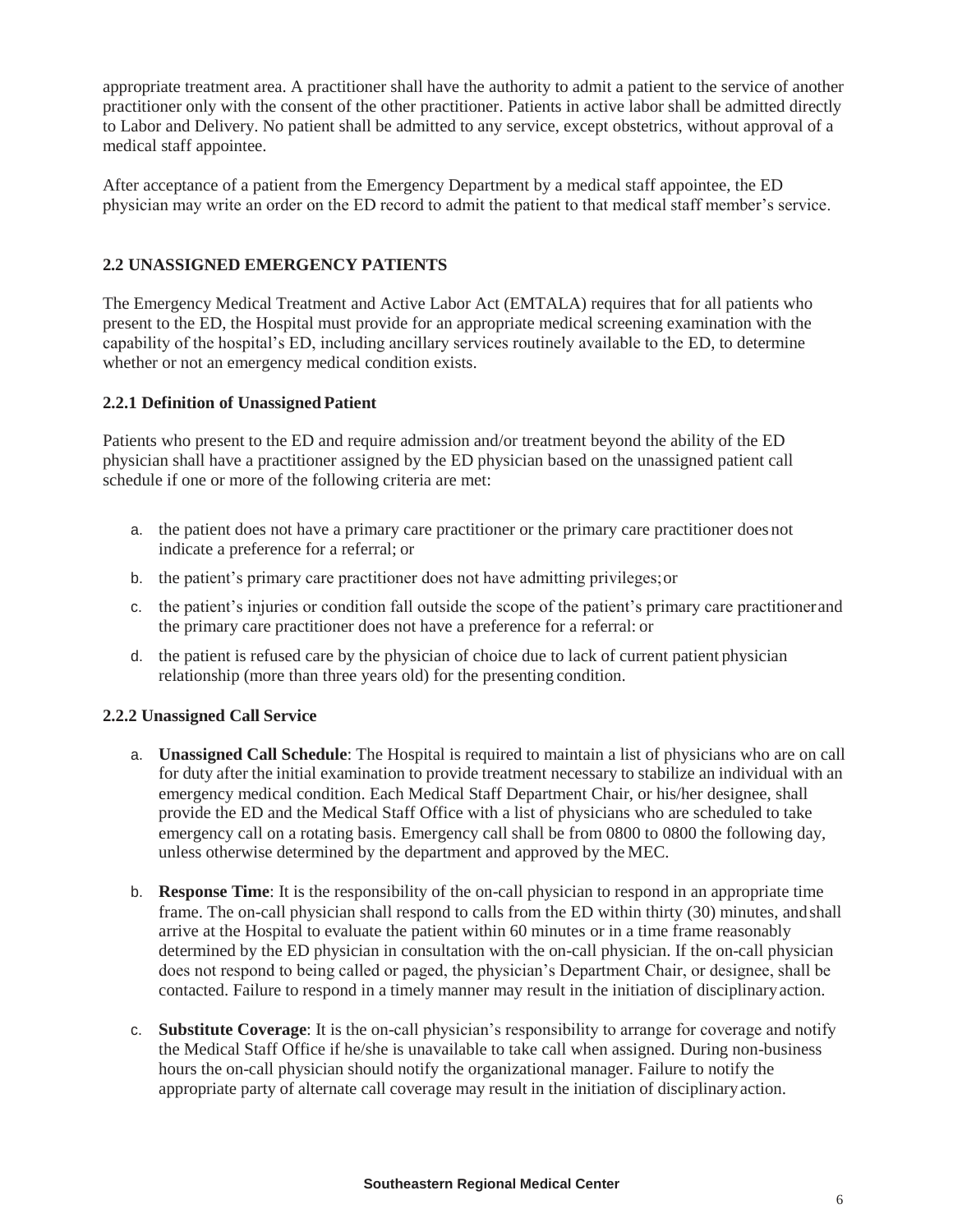appropriate treatment area. A practitioner shall have the authority to admit a patient to the service of another practitioner only with the consent of the other practitioner. Patients in active labor shall be admitted directly to Labor and Delivery. No patient shall be admitted to any service, except obstetrics, without approval of a medical staff appointee.

After acceptance of a patient from the Emergency Department by a medical staff appointee, the ED physician may write an order on the ED record to admit the patient to that medical staff member's service.

## 2.2 UNASSIGNED EMERGENCY PATIENTS

The Emergency Medical Treatment and Active Labor Act (EMTALA) requires that for all patients who present to the ED, the Hospital must provide for an appropriate medical screening examination with the capability of the hospital's ED, including ancillary services routinely available to the ED, to determine whether or not an emergency medical condition exists.

### 2.2.1 Definition of Unassigned Patient

Patients who present to the ED and require admission and/or treatment beyond the ability of the ED physician shall have a practitioner assigned by the ED physician based on the unassigned patient call schedule if one or more of the following criteria are met:

a. the patient does not have a primary care practitioner or the primary care practitioner does not indicate a preference for a referral; or

b. the patient's primary care practitioner does not have admitting privileges; or

c. the patient's injuries or condition fall outside the scope of the patient's primary care practitioner and the primary care practitioner does not have a preference for a referral: or

d. the patient is refused care by the physician of choice due to lack of current patient physician relationship (more than three years old) for the presenting condition.

### 2.2.2 Unassigned Call Service

a. **Unassigned Call Schedule**: The Hospital is required to maintain a list of physicians who are on call for duty after the initial examination to provide treatment necessary to stabilize an individual with an emergency medical condition. Each Medical Staff Department Chair, or his/her designee, shall provide the ED and the Medical Staff Office with a list of physicians who are scheduled to take emergency call on a rotating basis. Emergency call shall be from 0800 to 0800 the following day, unless otherwise determined by the department and approved by the MEC.

b. **Response Time**: It is the responsibility of the on-call physician to respond in an appropriate time frame. The on-call physician shall respond to calls from the ED within thirty (30) minutes, and shall arrive at the Hospital to evaluate the patient within 60 minutes or in a time frame reasonably determined by the ED physician in consultation with the on-call physician. If the on-call physician does not respond to being called or paged, the physician's Department Chair, or designee, shall be contacted. Failure to respond in a timely manner may result in the initiation of disciplinary action.

c. **Substitute Coverage**: It is the on-call physician's responsibility to arrange for coverage and notify the Medical Staff Office if he/she is unavailable to take call when assigned. During non-business hours the on-call physician should notify the organizational manager. Failure to notify the appropriate party of alternate call coverage may result in the initiation of disciplinary action.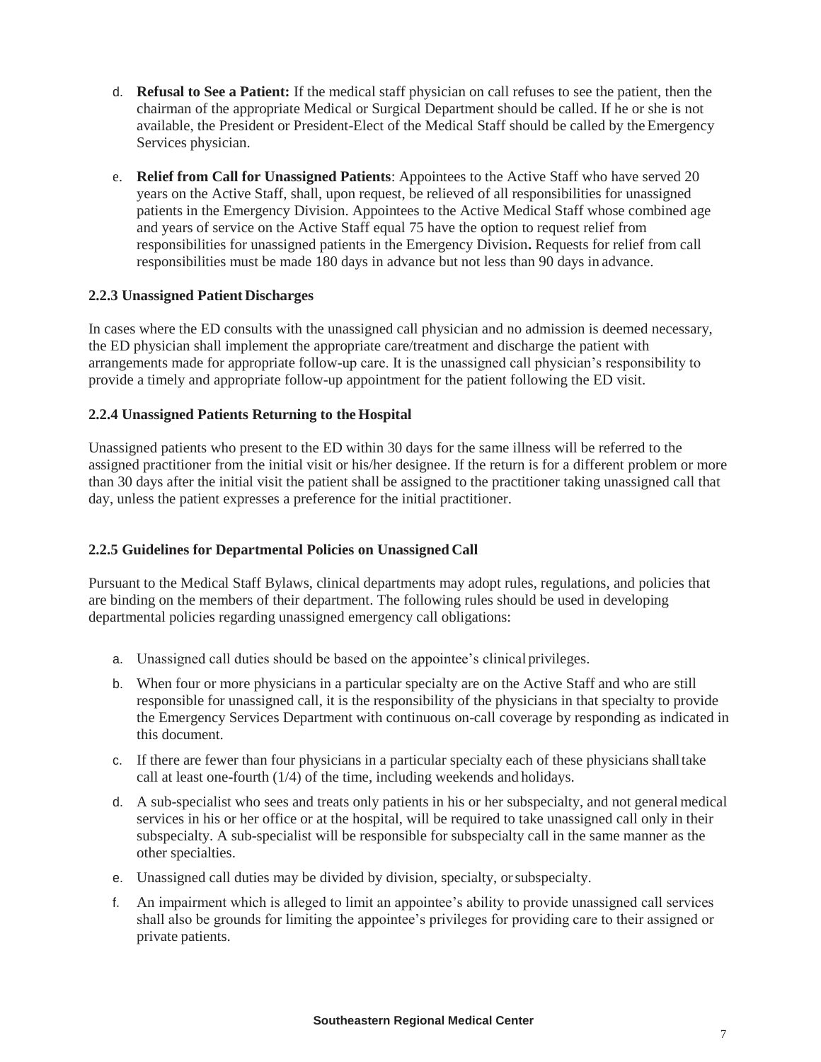d. **Refusal to See a Patient:** If the medical staff physician on call refuses to see the patient, then the chairman of the appropriate Medical or Surgical Department should be called. If he or she is not available, the President or President-Elect of the Medical Staff should be called by the Emergency Services physician.

e. **Relief from Call for Unassigned Patients**: Appointees to the Active Staff who have served 20 years on the Active Staff, shall, upon request, be relieved of all responsibilities for unassigned patients in the Emergency Division. Appointees to the Active Medical Staff whose combined age and years of service on the Active Staff equal 75 have the option to request relief from responsibilities for unassigned patients in the Emergency Division**.** Requests for relief from call responsibilities must be made 180 days in advance but not less than 90 days in advance.

### 2.2.3 Unassigned Patient Discharges

In cases where the ED consults with the unassigned call physician and no admission is deemed necessary, the ED physician shall implement the appropriate care/treatment and discharge the patient with arrangements made for appropriate follow-up care. It is the unassigned call physician's responsibility to provide a timely and appropriate follow-up appointment for the patient following the ED visit.

### 2.2.4 Unassigned Patients Returning to the Hospital

Unassigned patients who present to the ED within 30 days for the same illness will be referred to the assigned practitioner from the initial visit or his/her designee. If the return is for a different problem or more than 30 days after the initial visit the patient shall be assigned to the practitioner taking unassigned call that day, unless the patient expresses a preference for the initial practitioner.

### 2.2.5 Guidelines for Departmental Policies on Unassigned Call

Pursuant to the Medical Staff Bylaws, clinical departments may adopt rules, regulations, and policies that are binding on the members of their department. The following rules should be used in developing departmental policies regarding unassigned emergency call obligations:

a. Unassigned call duties should be based on the appointee's clinical privileges.

b. When four or more physicians in a particular specialty are on the Active Staff and who are still responsible for unassigned call, it is the responsibility of the physicians in that specialty to provide the Emergency Services Department with continuous on-call coverage by responding as indicated in this document.

c. If there are fewer than four physicians in a particular specialty each of these physicians shall take call at least one-fourth (1/4) of the time, including weekends and holidays.

d. A sub-specialist who sees and treats only patients in his or her subspecialty, and not general medical services in his or her office or at the hospital, will be required to take unassigned call only in their subspecialty. A sub-specialist will be responsible for subspecialty call in the same manner as the other specialties.

e. Unassigned call duties may be divided by division, specialty, or subspecialty.

f. An impairment which is alleged to limit an appointee's ability to provide unassigned call services shall also be grounds for limiting the appointee's privileges for providing care to their assigned or private patients.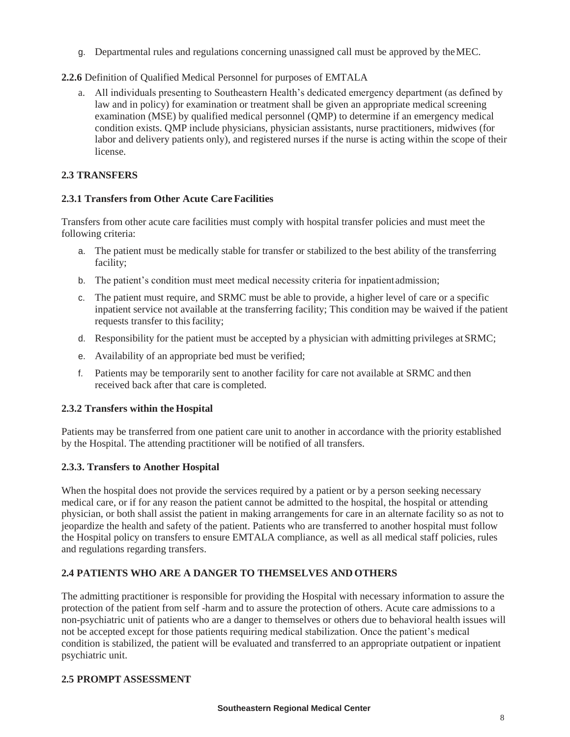g. Departmental rules and regulations concerning unassigned call must be approved by the MEC.

**2.2.6** Definition of Qualified Medical Personnel for purposes of EMTALA

a. All individuals presenting to Southeastern Health's dedicated emergency department (as defined by law and in policy) for examination or treatment shall be given an appropriate medical screening examination (MSE) by qualified medical personnel (QMP) to determine if an emergency medical condition exists. QMP include physicians, physician assistants, nurse practitioners, midwives (for labor and delivery patients only), and registered nurses if the nurse is acting within the scope of their license.

## 2.3 TRANSFERS

### 2.3.1 Transfers from Other Acute Care Facilities

Transfers from other acute care facilities must comply with hospital transfer policies and must meet the following criteria:

a. The patient must be medically stable for transfer or stabilized to the best ability of the transferring facility;

b. The patient's condition must meet medical necessity criteria for inpatient admission;

c. The patient must require, and SRMC must be able to provide, a higher level of care or a specific inpatient service not available at the transferring facility; This condition may be waived if the patient requests transfer to this facility;

d. Responsibility for the patient must be accepted by a physician with admitting privileges at SRMC;

e. Availability of an appropriate bed must be verified;

f. Patients may be temporarily sent to another facility for care not available at SRMC and then received back after that care is completed.

### 2.3.2 Transfers within the Hospital

Patients may be transferred from one patient care unit to another in accordance with the priority established by the Hospital. The attending practitioner will be notified of all transfers.

### 2.3.3. Transfers to Another Hospital

When the hospital does not provide the services required by a patient or by a person seeking necessary medical care, or if for any reason the patient cannot be admitted to the hospital, the hospital or attending physician, or both shall assist the patient in making arrangements for care in an alternate facility so as not to jeopardize the health and safety of the patient. Patients who are transferred to another hospital must follow the Hospital policy on transfers to ensure EMTALA compliance, as well as all medical staff policies, rules and regulations regarding transfers.

## 2.4 PATIENTS WHO ARE A DANGER TO THEMSELVES AND OTHERS

The admitting practitioner is responsible for providing the Hospital with necessary information to assure the protection of the patient from self -harm and to assure the protection of others. Acute care admissions to a non-psychiatric unit of patients who are a danger to themselves or others due to behavioral health issues will not be accepted except for those patients requiring medical stabilization. Once the patient's medical condition is stabilized, the patient will be evaluated and transferred to an appropriate outpatient or inpatient psychiatric unit.

## 2.5 PROMPT ASSESSMENT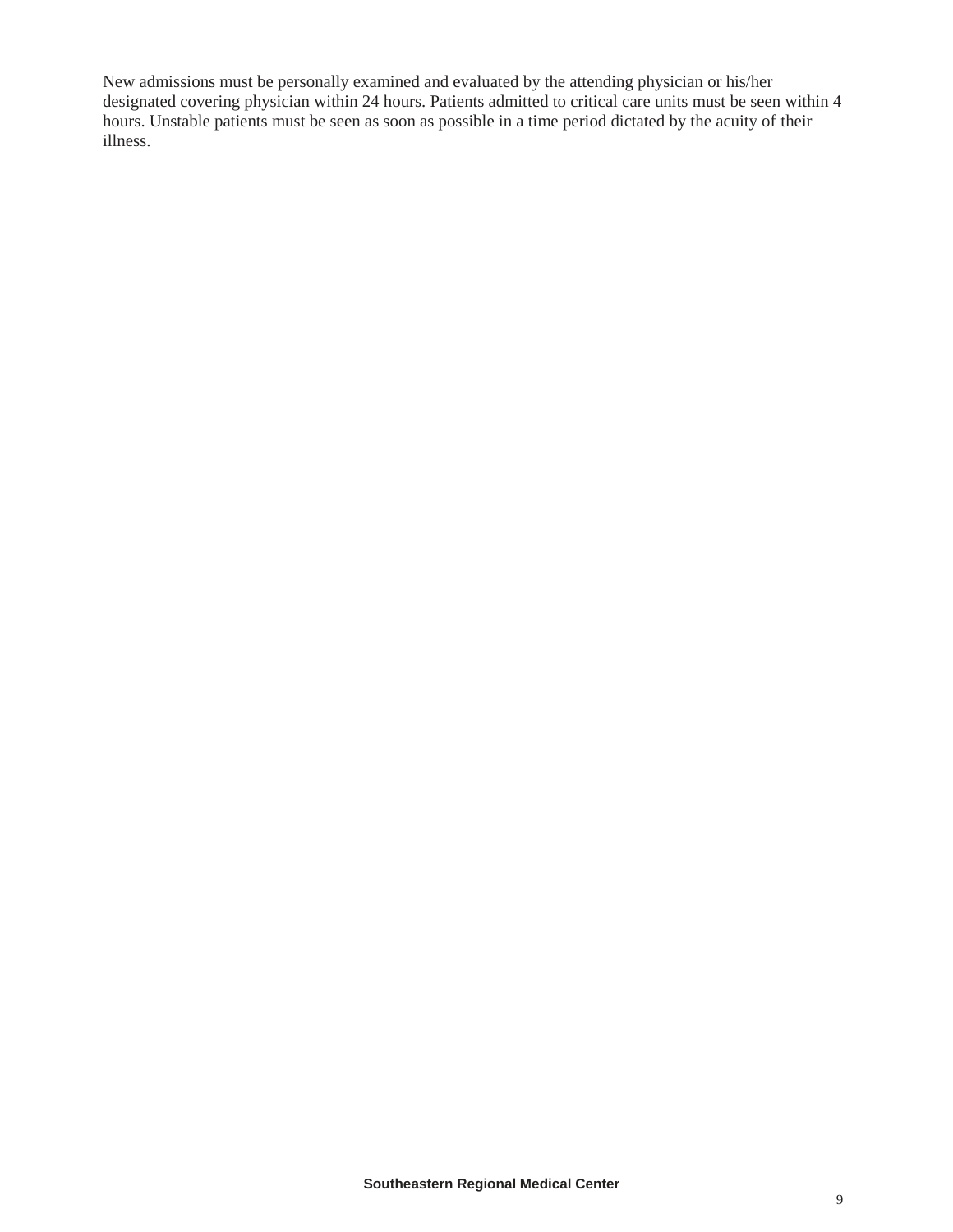New admissions must be personally examined and evaluated by the attending physician or his/her designated covering physician within 24 hours. Patients admitted to critical care units must be seen within 4 hours. Unstable patients must be seen as soon as possible in a time period dictated by the acuity of their illness.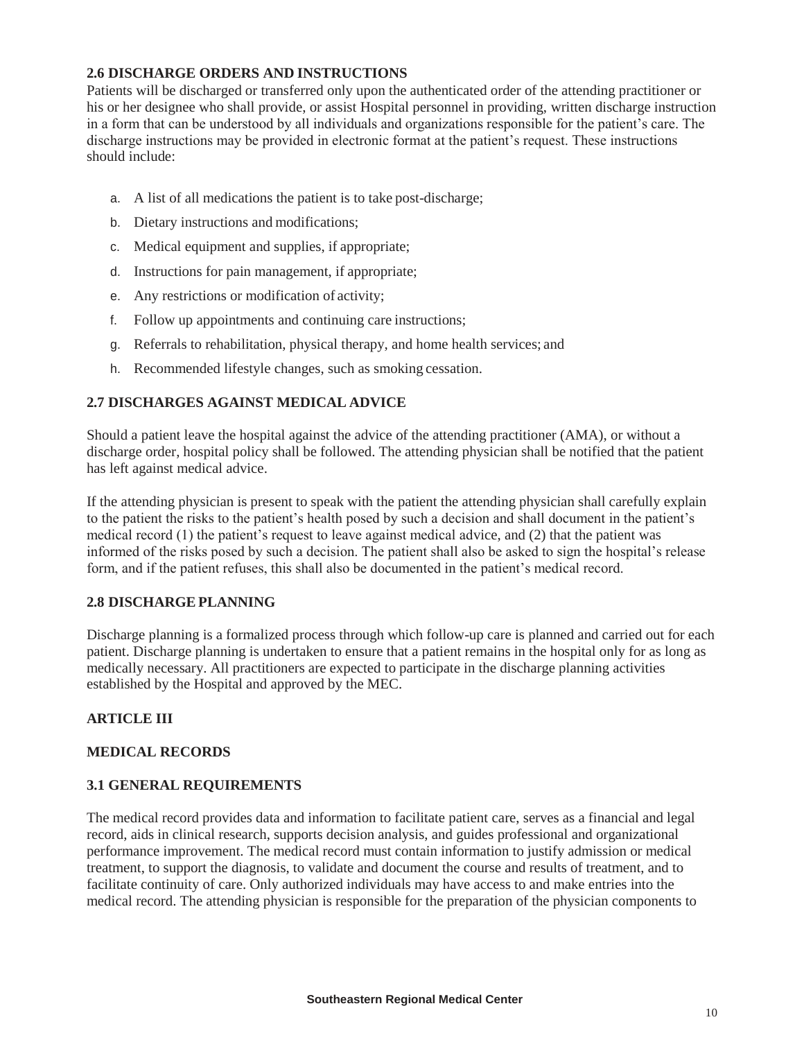### 2.6 DISCHARGE ORDERS AND INSTRUCTIONS

Patients will be discharged or transferred only upon the authenticated order of the attending practitioner or his or her designee who shall provide, or assist Hospital personnel in providing, written discharge instruction in a form that can be understood by all individuals and organizations responsible for the patient's care. The discharge instructions may be provided in electronic format at the patient's request. These instructions should include:

a. A list of all medications the patient is to take post-discharge;
b. Dietary instructions and modifications;
c. Medical equipment and supplies, if appropriate;
d. Instructions for pain management, if appropriate;
e. Any restrictions or modification of activity;
f. Follow up appointments and continuing care instructions;
g. Referrals to rehabilitation, physical therapy, and home health services; and
h. Recommended lifestyle changes, such as smoking cessation.

### 2.7 DISCHARGES AGAINST MEDICAL ADVICE

Should a patient leave the hospital against the advice of the attending practitioner (AMA), or without a discharge order, hospital policy shall be followed. The attending physician shall be notified that the patient has left against medical advice.

If the attending physician is present to speak with the patient the attending physician shall carefully explain to the patient the risks to the patient's health posed by such a decision and shall document in the patient's medical record (1) the patient's request to leave against medical advice, and (2) that the patient was informed of the risks posed by such a decision. The patient shall also be asked to sign the hospital's release form, and if the patient refuses, this shall also be documented in the patient's medical record.

### 2.8 DISCHARGE PLANNING

Discharge planning is a formalized process through which follow-up care is planned and carried out for each patient. Discharge planning is undertaken to ensure that a patient remains in the hospital only for as long as medically necessary. All practitioners are expected to participate in the discharge planning activities established by the Hospital and approved by the MEC.

## ARTICLE III

## MEDICAL RECORDS

### 3.1 GENERAL REQUIREMENTS

The medical record provides data and information to facilitate patient care, serves as a financial and legal record, aids in clinical research, supports decision analysis, and guides professional and organizational performance improvement. The medical record must contain information to justify admission or medical treatment, to support the diagnosis, to validate and document the course and results of treatment, and to facilitate continuity of care. Only authorized individuals may have access to and make entries into the medical record. The attending physician is responsible for the preparation of the physician components to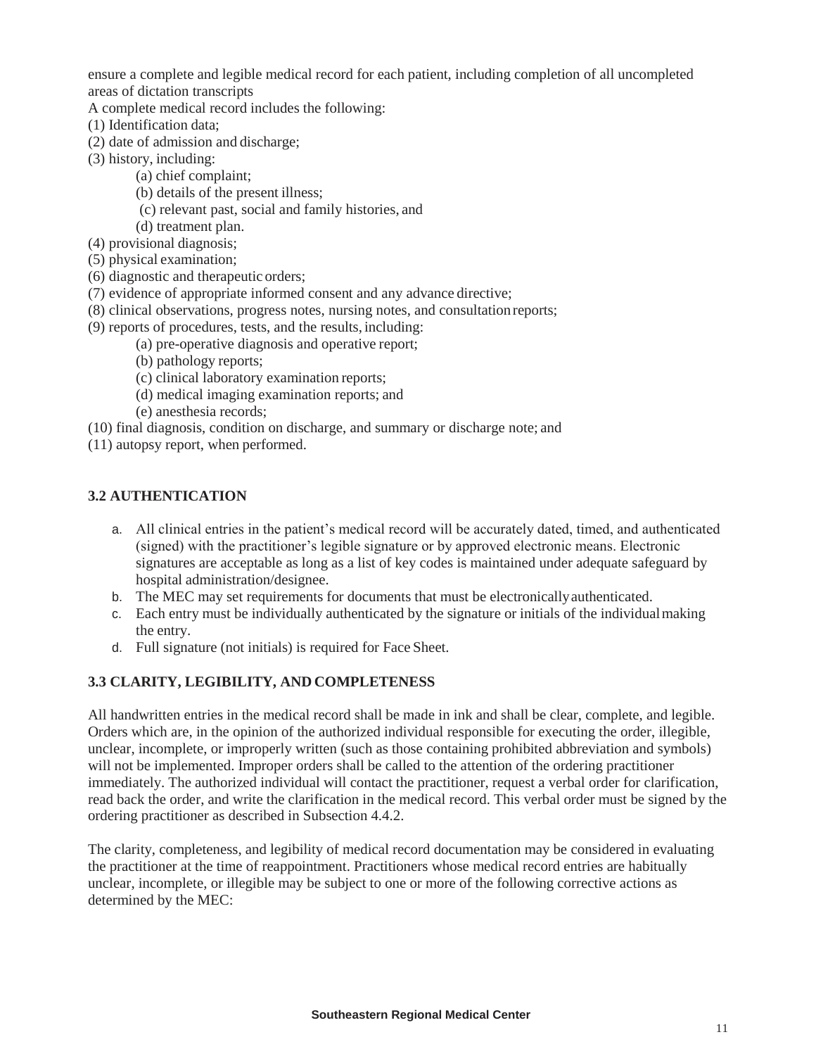ensure a complete and legible medical record for each patient, including completion of all uncompleted areas of dictation transcripts

A complete medical record includes the following:

(1) Identification data;
(2) date of admission and discharge;
(3) history, including:
   (a) chief complaint;
   (b) details of the present illness;
   (c) relevant past, social and family histories, and
   (d) treatment plan.
(4) provisional diagnosis;
(5) physical examination;
(6) diagnostic and therapeutic orders;
(7) evidence of appropriate informed consent and any advance directive;
(8) clinical observations, progress notes, nursing notes, and consultation reports;
(9) reports of procedures, tests, and the results, including:
   (a) pre-operative diagnosis and operative report;
   (b) pathology reports;
   (c) clinical laboratory examination reports;
   (d) medical imaging examination reports; and
   (e) anesthesia records;
(10) final diagnosis, condition on discharge, and summary or discharge note; and
(11) autopsy report, when performed.

## 3.2 AUTHENTICATION

a. All clinical entries in the patient's medical record will be accurately dated, timed, and authenticated (signed) with the practitioner's legible signature or by approved electronic means. Electronic signatures are acceptable as long as a list of key codes is maintained under adequate safeguard by hospital administration/designee.
b. The MEC may set requirements for documents that must be electronically authenticated.
c. Each entry must be individually authenticated by the signature or initials of the individual making the entry.
d. Full signature (not initials) is required for Face Sheet.

## 3.3 CLARITY, LEGIBILITY, AND COMPLETENESS

All handwritten entries in the medical record shall be made in ink and shall be clear, complete, and legible. Orders which are, in the opinion of the authorized individual responsible for executing the order, illegible, unclear, incomplete, or improperly written (such as those containing prohibited abbreviation and symbols) will not be implemented. Improper orders shall be called to the attention of the ordering practitioner immediately. The authorized individual will contact the practitioner, request a verbal order for clarification, read back the order, and write the clarification in the medical record. This verbal order must be signed by the ordering practitioner as described in Subsection 4.4.2.

The clarity, completeness, and legibility of medical record documentation may be considered in evaluating the practitioner at the time of reappointment. Practitioners whose medical record entries are habitually unclear, incomplete, or illegible may be subject to one or more of the following corrective actions as determined by the MEC: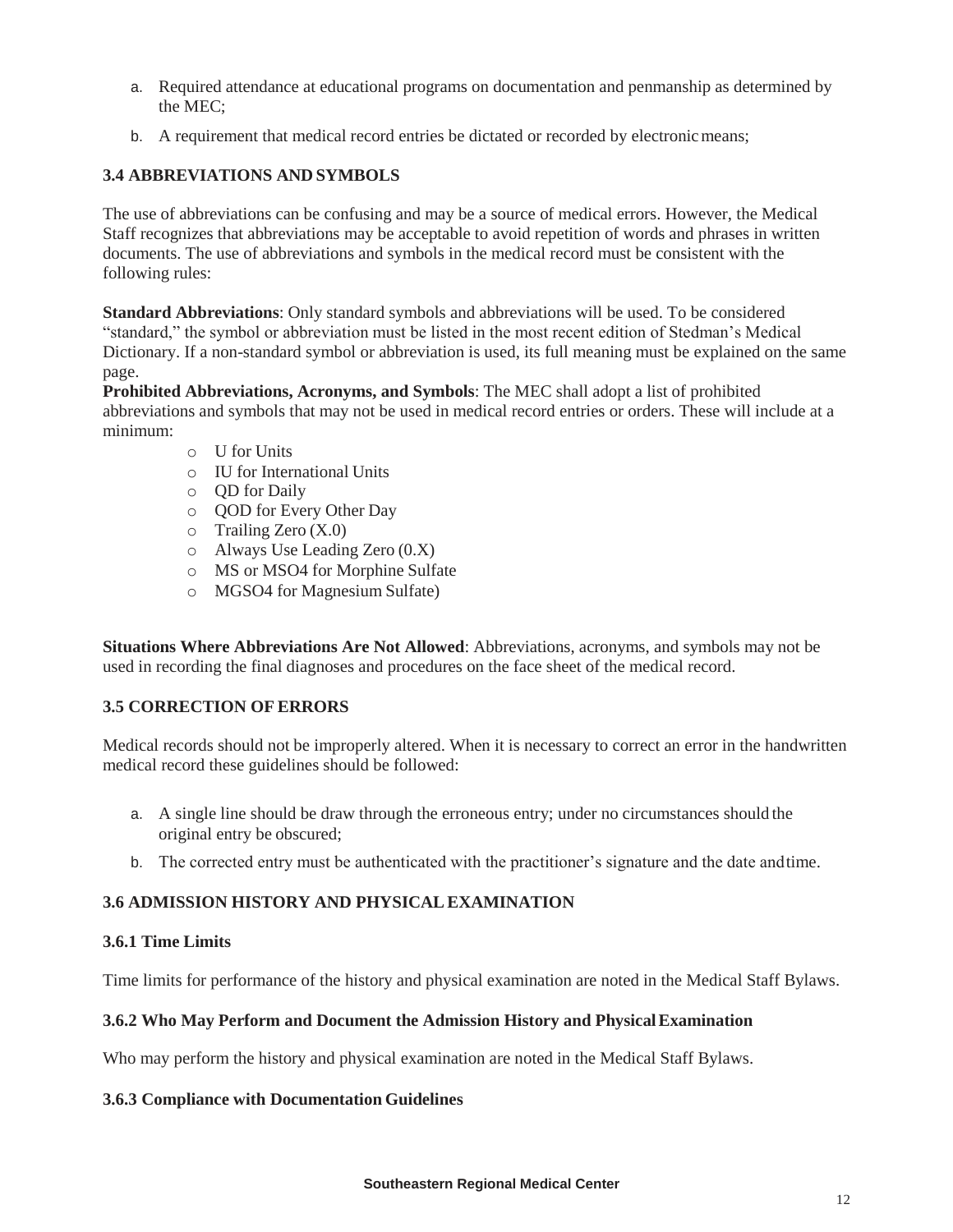a. Required attendance at educational programs on documentation and penmanship as determined by the MEC;

b. A requirement that medical record entries be dictated or recorded by electronic means;

### 3.4 ABBREVIATIONS AND SYMBOLS

The use of abbreviations can be confusing and may be a source of medical errors. However, the Medical Staff recognizes that abbreviations may be acceptable to avoid repetition of words and phrases in written documents. The use of abbreviations and symbols in the medical record must be consistent with the following rules:

**Standard Abbreviations**: Only standard symbols and abbreviations will be used. To be considered "standard," the symbol or abbreviation must be listed in the most recent edition of Stedman's Medical Dictionary. If a non-standard symbol or abbreviation is used, its full meaning must be explained on the same page.

**Prohibited Abbreviations, Acronyms, and Symbols**: The MEC shall adopt a list of prohibited abbreviations and symbols that may not be used in medical record entries or orders. These will include at a minimum:

- U for Units
- IU for International Units
- QD for Daily
- QOD for Every Other Day
- Trailing Zero (X.0)
- Always Use Leading Zero (0.X)
- MS or MSO4 for Morphine Sulfate
- MGSO4 for Magnesium Sulfate)

**Situations Where Abbreviations Are Not Allowed**: Abbreviations, acronyms, and symbols may not be used in recording the final diagnoses and procedures on the face sheet of the medical record.

### 3.5 CORRECTION OF ERRORS

Medical records should not be improperly altered. When it is necessary to correct an error in the handwritten medical record these guidelines should be followed:

a. A single line should be draw through the erroneous entry; under no circumstances should the original entry be obscured;

b. The corrected entry must be authenticated with the practitioner's signature and the date and time.

### 3.6 ADMISSION HISTORY AND PHYSICAL EXAMINATION

#### 3.6.1 Time Limits

Time limits for performance of the history and physical examination are noted in the Medical Staff Bylaws.

#### 3.6.2 Who May Perform and Document the Admission History and Physical Examination

Who may perform the history and physical examination are noted in the Medical Staff Bylaws.

#### 3.6.3 Compliance with Documentation Guidelines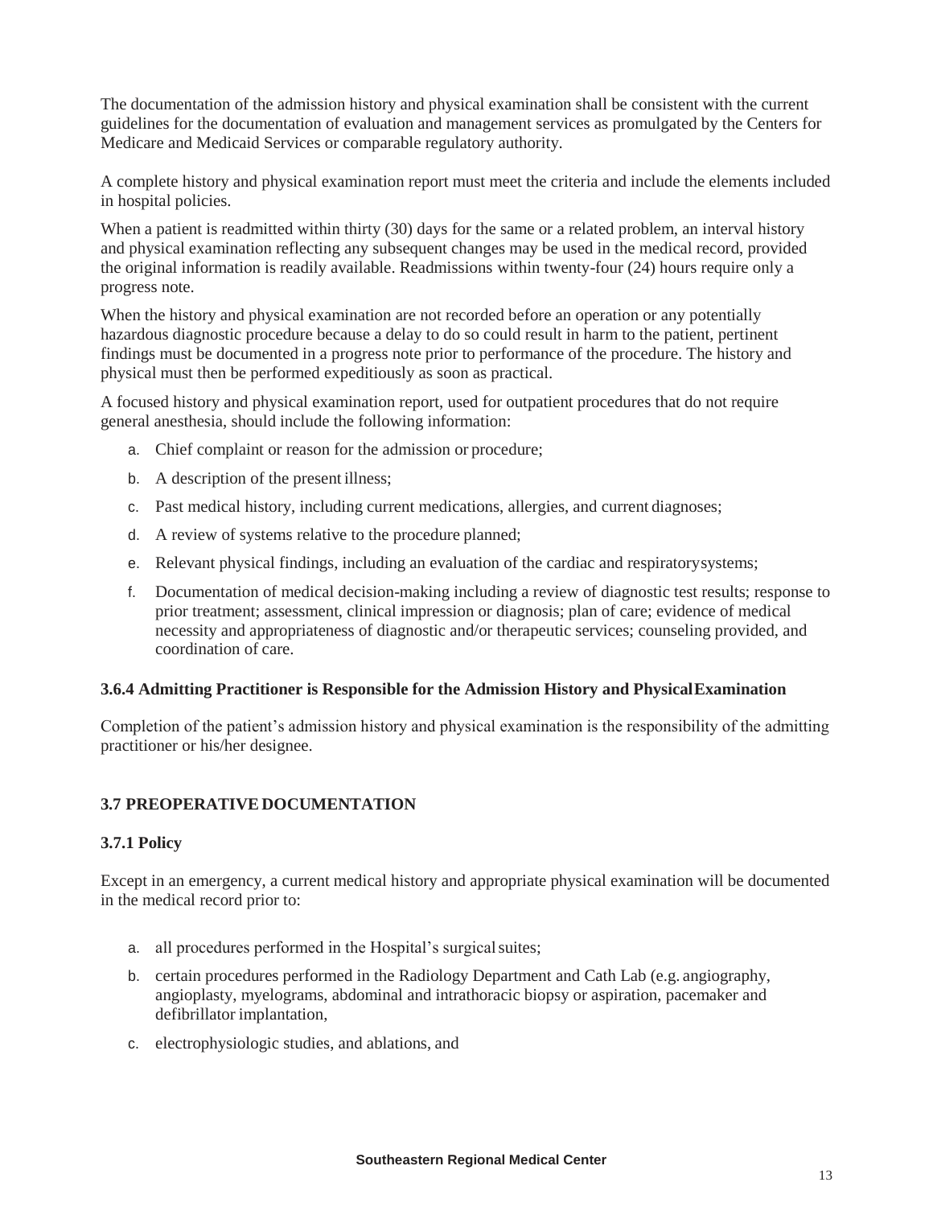The documentation of the admission history and physical examination shall be consistent with the current guidelines for the documentation of evaluation and management services as promulgated by the Centers for Medicare and Medicaid Services or comparable regulatory authority.

A complete history and physical examination report must meet the criteria and include the elements included in hospital policies.

When a patient is readmitted within thirty (30) days for the same or a related problem, an interval history and physical examination reflecting any subsequent changes may be used in the medical record, provided the original information is readily available. Readmissions within twenty-four (24) hours require only a progress note.

When the history and physical examination are not recorded before an operation or any potentially hazardous diagnostic procedure because a delay to do so could result in harm to the patient, pertinent findings must be documented in a progress note prior to performance of the procedure. The history and physical must then be performed expeditiously as soon as practical.

A focused history and physical examination report, used for outpatient procedures that do not require general anesthesia, should include the following information:

a. Chief complaint or reason for the admission or procedure;
b. A description of the present illness;
c. Past medical history, including current medications, allergies, and current diagnoses;
d. A review of systems relative to the procedure planned;
e. Relevant physical findings, including an evaluation of the cardiac and respiratory systems;
f. Documentation of medical decision-making including a review of diagnostic test results; response to prior treatment; assessment, clinical impression or diagnosis; plan of care; evidence of medical necessity and appropriateness of diagnostic and/or therapeutic services; counseling provided, and coordination of care.

### 3.6.4 Admitting Practitioner is Responsible for the Admission History and Physical Examination

Completion of the patient's admission history and physical examination is the responsibility of the admitting practitioner or his/her designee.

## 3.7 PREOPERATIVE DOCUMENTATION

### 3.7.1 Policy

Except in an emergency, a current medical history and appropriate physical examination will be documented in the medical record prior to:

a. all procedures performed in the Hospital's surgical suites;
b. certain procedures performed in the Radiology Department and Cath Lab (e.g. angiography, angioplasty, myelograms, abdominal and intrathoracic biopsy or aspiration, pacemaker and defibrillator implantation,
c. electrophysiologic studies, and ablations, and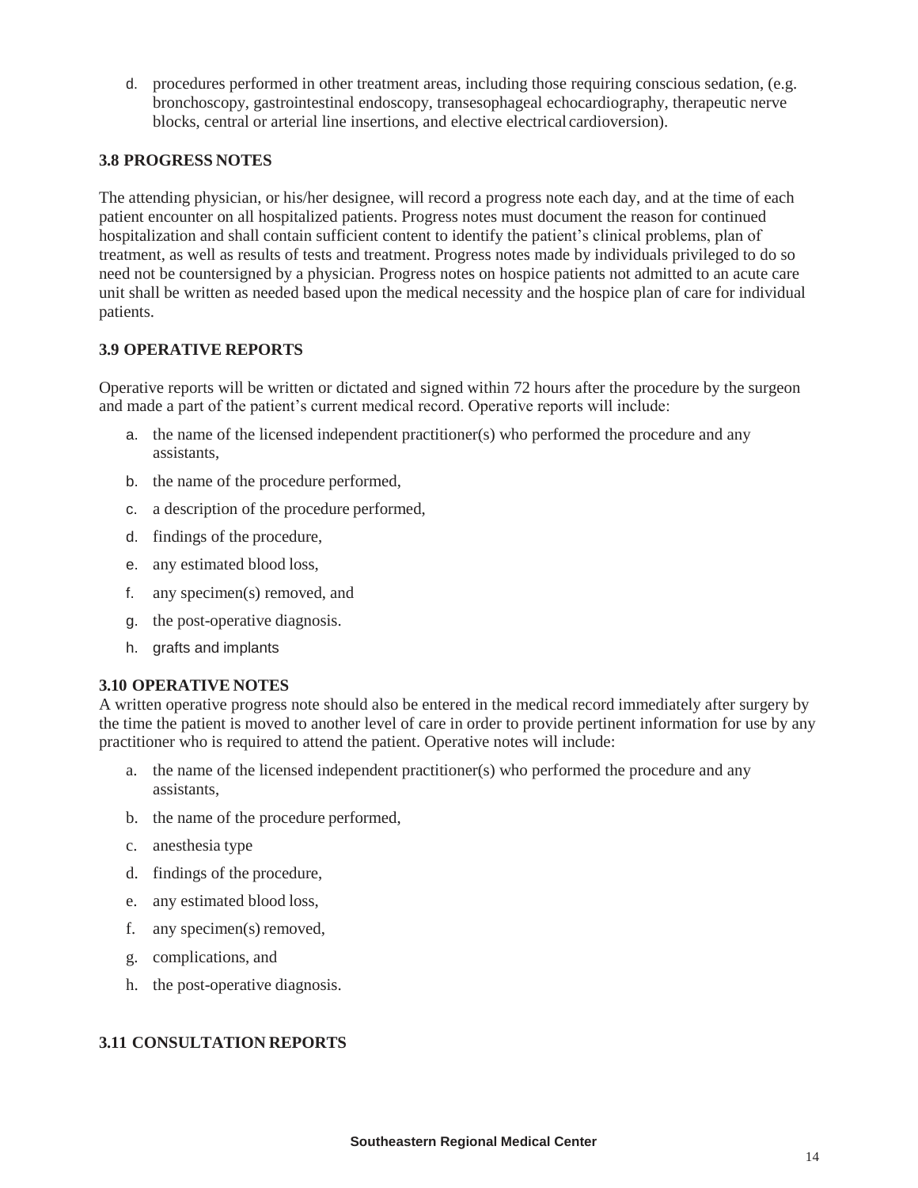d. procedures performed in other treatment areas, including those requiring conscious sedation, (e.g. bronchoscopy, gastrointestinal endoscopy, transesophageal echocardiography, therapeutic nerve blocks, central or arterial line insertions, and elective electrical cardioversion).

### 3.8 PROGRESS NOTES

The attending physician, or his/her designee, will record a progress note each day, and at the time of each patient encounter on all hospitalized patients. Progress notes must document the reason for continued hospitalization and shall contain sufficient content to identify the patient's clinical problems, plan of treatment, as well as results of tests and treatment. Progress notes made by individuals privileged to do so need not be countersigned by a physician. Progress notes on hospice patients not admitted to an acute care unit shall be written as needed based upon the medical necessity and the hospice plan of care for individual patients.

### 3.9 OPERATIVE REPORTS

Operative reports will be written or dictated and signed within 72 hours after the procedure by the surgeon and made a part of the patient's current medical record. Operative reports will include:

a. the name of the licensed independent practitioner(s) who performed the procedure and any assistants,
b. the name of the procedure performed,
c. a description of the procedure performed,
d. findings of the procedure,
e. any estimated blood loss,
f. any specimen(s) removed, and
g. the post-operative diagnosis.
h. grafts and implants

### 3.10 OPERATIVE NOTES

A written operative progress note should also be entered in the medical record immediately after surgery by the time the patient is moved to another level of care in order to provide pertinent information for use by any practitioner who is required to attend the patient. Operative notes will include:

a. the name of the licensed independent practitioner(s) who performed the procedure and any assistants,
b. the name of the procedure performed,
c. anesthesia type
d. findings of the procedure,
e. any estimated blood loss,
f. any specimen(s) removed,
g. complications, and
h. the post-operative diagnosis.

### 3.11 CONSULTATION REPORTS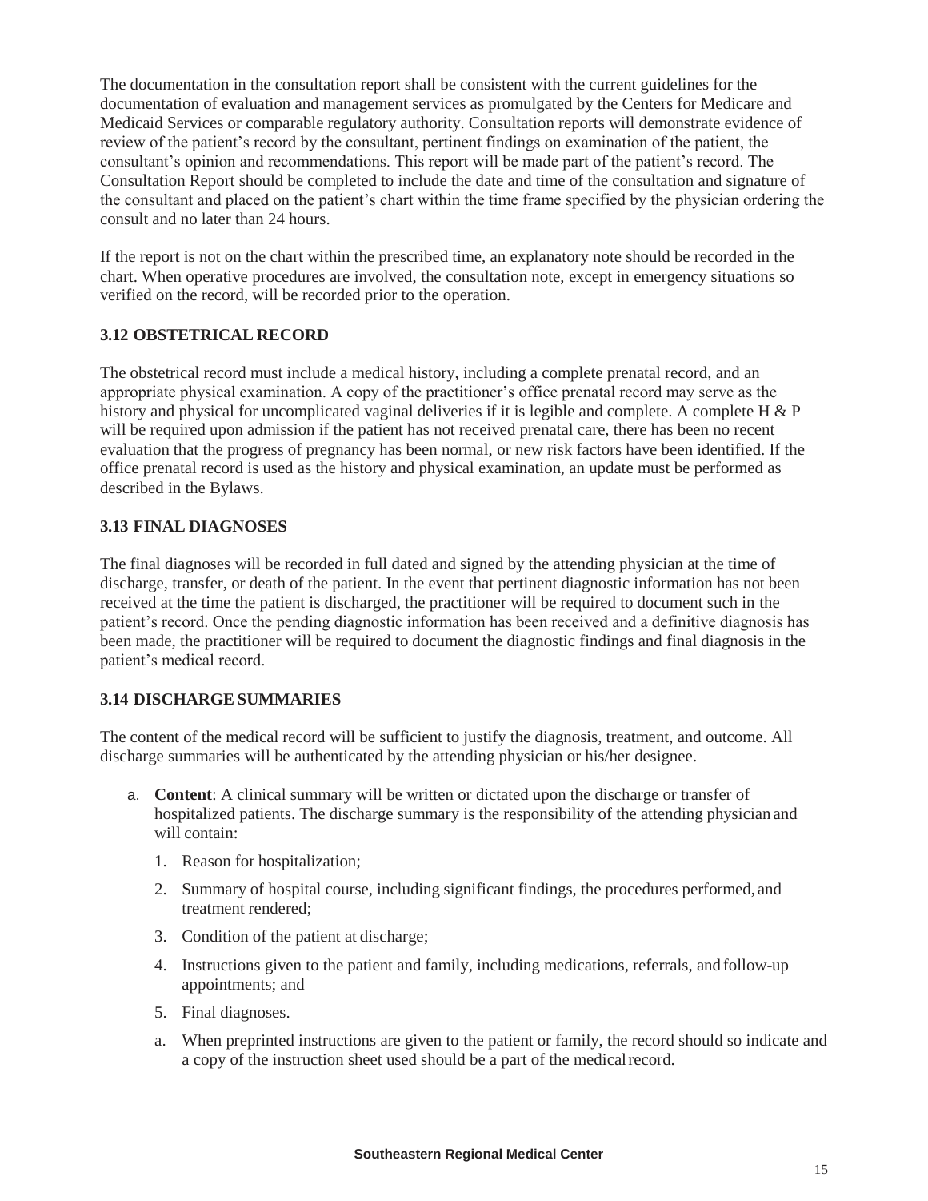The documentation in the consultation report shall be consistent with the current guidelines for the documentation of evaluation and management services as promulgated by the Centers for Medicare and Medicaid Services or comparable regulatory authority. Consultation reports will demonstrate evidence of review of the patient's record by the consultant, pertinent findings on examination of the patient, the consultant's opinion and recommendations. This report will be made part of the patient's record. The Consultation Report should be completed to include the date and time of the consultation and signature of the consultant and placed on the patient's chart within the time frame specified by the physician ordering the consult and no later than 24 hours.

If the report is not on the chart within the prescribed time, an explanatory note should be recorded in the chart. When operative procedures are involved, the consultation note, except in emergency situations so verified on the record, will be recorded prior to the operation.

### 3.12 OBSTETRICAL RECORD

The obstetrical record must include a medical history, including a complete prenatal record, and an appropriate physical examination. A copy of the practitioner's office prenatal record may serve as the history and physical for uncomplicated vaginal deliveries if it is legible and complete. A complete H & P will be required upon admission if the patient has not received prenatal care, there has been no recent evaluation that the progress of pregnancy has been normal, or new risk factors have been identified. If the office prenatal record is used as the history and physical examination, an update must be performed as described in the Bylaws.

### 3.13 FINAL DIAGNOSES

The final diagnoses will be recorded in full dated and signed by the attending physician at the time of discharge, transfer, or death of the patient. In the event that pertinent diagnostic information has not been received at the time the patient is discharged, the practitioner will be required to document such in the patient's record. Once the pending diagnostic information has been received and a definitive diagnosis has been made, the practitioner will be required to document the diagnostic findings and final diagnosis in the patient's medical record.

### 3.14 DISCHARGE SUMMARIES

The content of the medical record will be sufficient to justify the diagnosis, treatment, and outcome. All discharge summaries will be authenticated by the attending physician or his/her designee.

a. **Content**: A clinical summary will be written or dictated upon the discharge or transfer of hospitalized patients. The discharge summary is the responsibility of the attending physician and will contain:

   1. Reason for hospitalization;

   2. Summary of hospital course, including significant findings, the procedures performed, and treatment rendered;

   3. Condition of the patient at discharge;

   4. Instructions given to the patient and family, including medications, referrals, and follow-up appointments; and

   5. Final diagnoses.

   a. When preprinted instructions are given to the patient or family, the record should so indicate and a copy of the instruction sheet used should be a part of the medical record.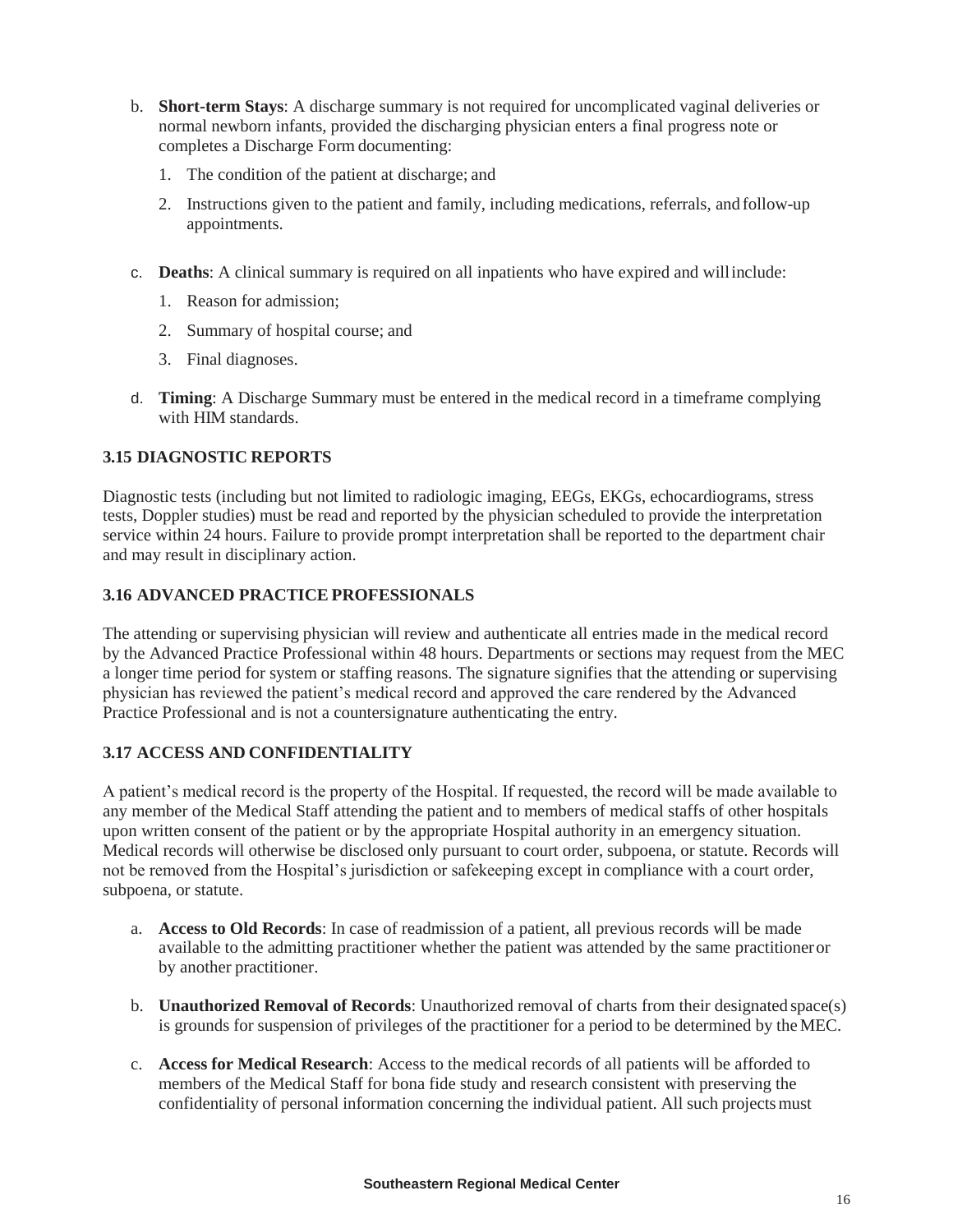b. **Short-term Stays**: A discharge summary is not required for uncomplicated vaginal deliveries or normal newborn infants, provided the discharging physician enters a final progress note or completes a Discharge Form documenting:

   1. The condition of the patient at discharge; and
   2. Instructions given to the patient and family, including medications, referrals, and follow-up appointments.

c. **Deaths**: A clinical summary is required on all inpatients who have expired and will include:

   1. Reason for admission;
   2. Summary of hospital course; and
   3. Final diagnoses.

d. **Timing**: A Discharge Summary must be entered in the medical record in a timeframe complying with HIM standards.

### 3.15 DIAGNOSTIC REPORTS

Diagnostic tests (including but not limited to radiologic imaging, EEGs, EKGs, echocardiograms, stress tests, Doppler studies) must be read and reported by the physician scheduled to provide the interpretation service within 24 hours. Failure to provide prompt interpretation shall be reported to the department chair and may result in disciplinary action.

### 3.16 ADVANCED PRACTICE PROFESSIONALS

The attending or supervising physician will review and authenticate all entries made in the medical record by the Advanced Practice Professional within 48 hours. Departments or sections may request from the MEC a longer time period for system or staffing reasons. The signature signifies that the attending or supervising physician has reviewed the patient's medical record and approved the care rendered by the Advanced Practice Professional and is not a countersignature authenticating the entry.

### 3.17 ACCESS AND CONFIDENTIALITY

A patient's medical record is the property of the Hospital. If requested, the record will be made available to any member of the Medical Staff attending the patient and to members of medical staffs of other hospitals upon written consent of the patient or by the appropriate Hospital authority in an emergency situation. Medical records will otherwise be disclosed only pursuant to court order, subpoena, or statute. Records will not be removed from the Hospital's jurisdiction or safekeeping except in compliance with a court order, subpoena, or statute.

a. **Access to Old Records**: In case of readmission of a patient, all previous records will be made available to the admitting practitioner whether the patient was attended by the same practitioner or by another practitioner.

b. **Unauthorized Removal of Records**: Unauthorized removal of charts from their designated space(s) is grounds for suspension of privileges of the practitioner for a period to be determined by the MEC.

c. **Access for Medical Research**: Access to the medical records of all patients will be afforded to members of the Medical Staff for bona fide study and research consistent with preserving the confidentiality of personal information concerning the individual patient. All such projects must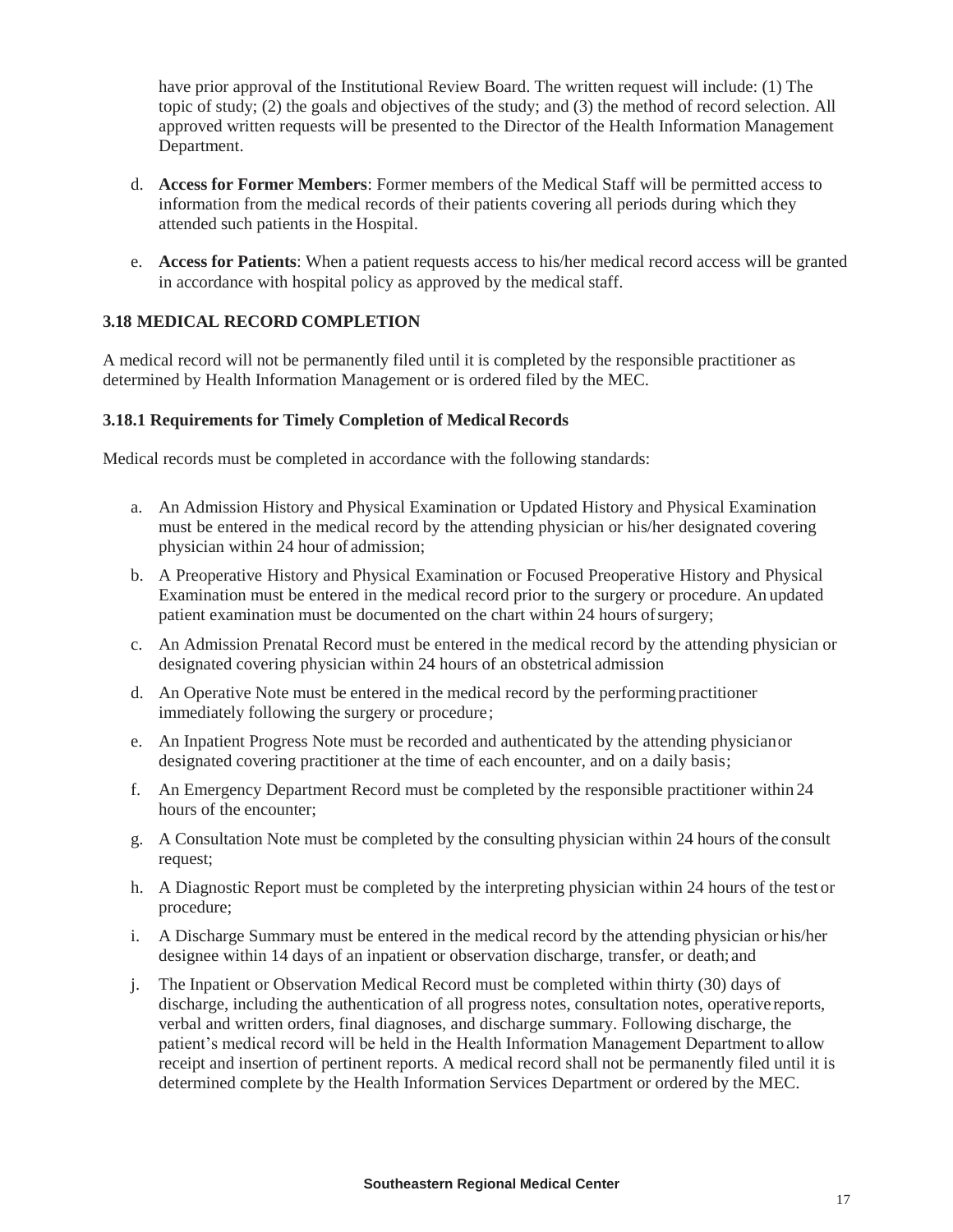have prior approval of the Institutional Review Board. The written request will include: (1) The topic of study; (2) the goals and objectives of the study; and (3) the method of record selection. All approved written requests will be presented to the Director of the Health Information Management Department.

d. **Access for Former Members**: Former members of the Medical Staff will be permitted access to information from the medical records of their patients covering all periods during which they attended such patients in the Hospital.

e. **Access for Patients**: When a patient requests access to his/her medical record access will be granted in accordance with hospital policy as approved by the medical staff.

### 3.18 MEDICAL RECORD COMPLETION

A medical record will not be permanently filed until it is completed by the responsible practitioner as determined by Health Information Management or is ordered filed by the MEC.

#### 3.18.1 Requirements for Timely Completion of Medical Records

Medical records must be completed in accordance with the following standards:

a. An Admission History and Physical Examination or Updated History and Physical Examination must be entered in the medical record by the attending physician or his/her designated covering physician within 24 hour of admission;

b. A Preoperative History and Physical Examination or Focused Preoperative History and Physical Examination must be entered in the medical record prior to the surgery or procedure. An updated patient examination must be documented on the chart within 24 hours of surgery;

c. An Admission Prenatal Record must be entered in the medical record by the attending physician or designated covering physician within 24 hours of an obstetrical admission

d. An Operative Note must be entered in the medical record by the performing practitioner immediately following the surgery or procedure;

e. An Inpatient Progress Note must be recorded and authenticated by the attending physician or designated covering practitioner at the time of each encounter, and on a daily basis;

f. An Emergency Department Record must be completed by the responsible practitioner within 24 hours of the encounter;

g. A Consultation Note must be completed by the consulting physician within 24 hours of the consult request;

h. A Diagnostic Report must be completed by the interpreting physician within 24 hours of the test or procedure;

i. A Discharge Summary must be entered in the medical record by the attending physician or his/her designee within 14 days of an inpatient or observation discharge, transfer, or death; and

j. The Inpatient or Observation Medical Record must be completed within thirty (30) days of discharge, including the authentication of all progress notes, consultation notes, operative reports, verbal and written orders, final diagnoses, and discharge summary. Following discharge, the patient's medical record will be held in the Health Information Management Department to allow receipt and insertion of pertinent reports. A medical record shall not be permanently filed until it is determined complete by the Health Information Services Department or ordered by the MEC.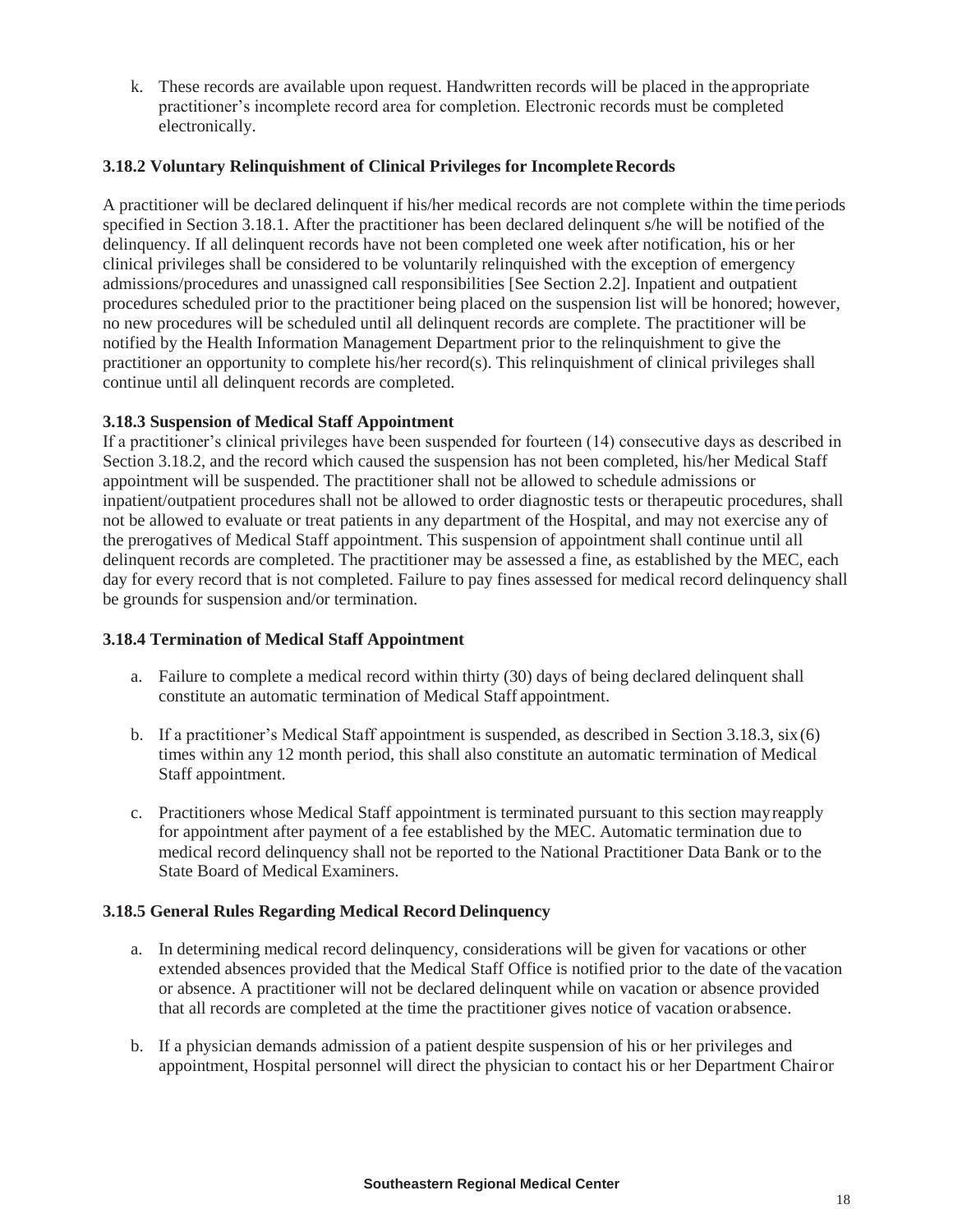k. These records are available upon request. Handwritten records will be placed in the appropriate practitioner's incomplete record area for completion. Electronic records must be completed electronically.

### 3.18.2 Voluntary Relinquishment of Clinical Privileges for Incomplete Records

A practitioner will be declared delinquent if his/her medical records are not complete within the time periods specified in Section 3.18.1. After the practitioner has been declared delinquent s/he will be notified of the delinquency. If all delinquent records have not been completed one week after notification, his or her clinical privileges shall be considered to be voluntarily relinquished with the exception of emergency admissions/procedures and unassigned call responsibilities [See Section 2.2]. Inpatient and outpatient procedures scheduled prior to the practitioner being placed on the suspension list will be honored; however, no new procedures will be scheduled until all delinquent records are complete. The practitioner will be notified by the Health Information Management Department prior to the relinquishment to give the practitioner an opportunity to complete his/her record(s). This relinquishment of clinical privileges shall continue until all delinquent records are completed.

### 3.18.3 Suspension of Medical Staff Appointment

If a practitioner's clinical privileges have been suspended for fourteen (14) consecutive days as described in Section 3.18.2, and the record which caused the suspension has not been completed, his/her Medical Staff appointment will be suspended. The practitioner shall not be allowed to schedule admissions or inpatient/outpatient procedures shall not be allowed to order diagnostic tests or therapeutic procedures, shall not be allowed to evaluate or treat patients in any department of the Hospital, and may not exercise any of the prerogatives of Medical Staff appointment. This suspension of appointment shall continue until all delinquent records are completed. The practitioner may be assessed a fine, as established by the MEC, each day for every record that is not completed. Failure to pay fines assessed for medical record delinquency shall be grounds for suspension and/or termination.

### 3.18.4 Termination of Medical Staff Appointment

a. Failure to complete a medical record within thirty (30) days of being declared delinquent shall constitute an automatic termination of Medical Staff appointment.

b. If a practitioner's Medical Staff appointment is suspended, as described in Section 3.18.3, six (6) times within any 12 month period, this shall also constitute an automatic termination of Medical Staff appointment.

c. Practitioners whose Medical Staff appointment is terminated pursuant to this section may reapply for appointment after payment of a fee established by the MEC. Automatic termination due to medical record delinquency shall not be reported to the National Practitioner Data Bank or to the State Board of Medical Examiners.

### 3.18.5 General Rules Regarding Medical Record Delinquency

a. In determining medical record delinquency, considerations will be given for vacations or other extended absences provided that the Medical Staff Office is notified prior to the date of the vacation or absence. A practitioner will not be declared delinquent while on vacation or absence provided that all records are completed at the time the practitioner gives notice of vacation or absence.

b. If a physician demands admission of a patient despite suspension of his or her privileges and appointment, Hospital personnel will direct the physician to contact his or her Department Chair or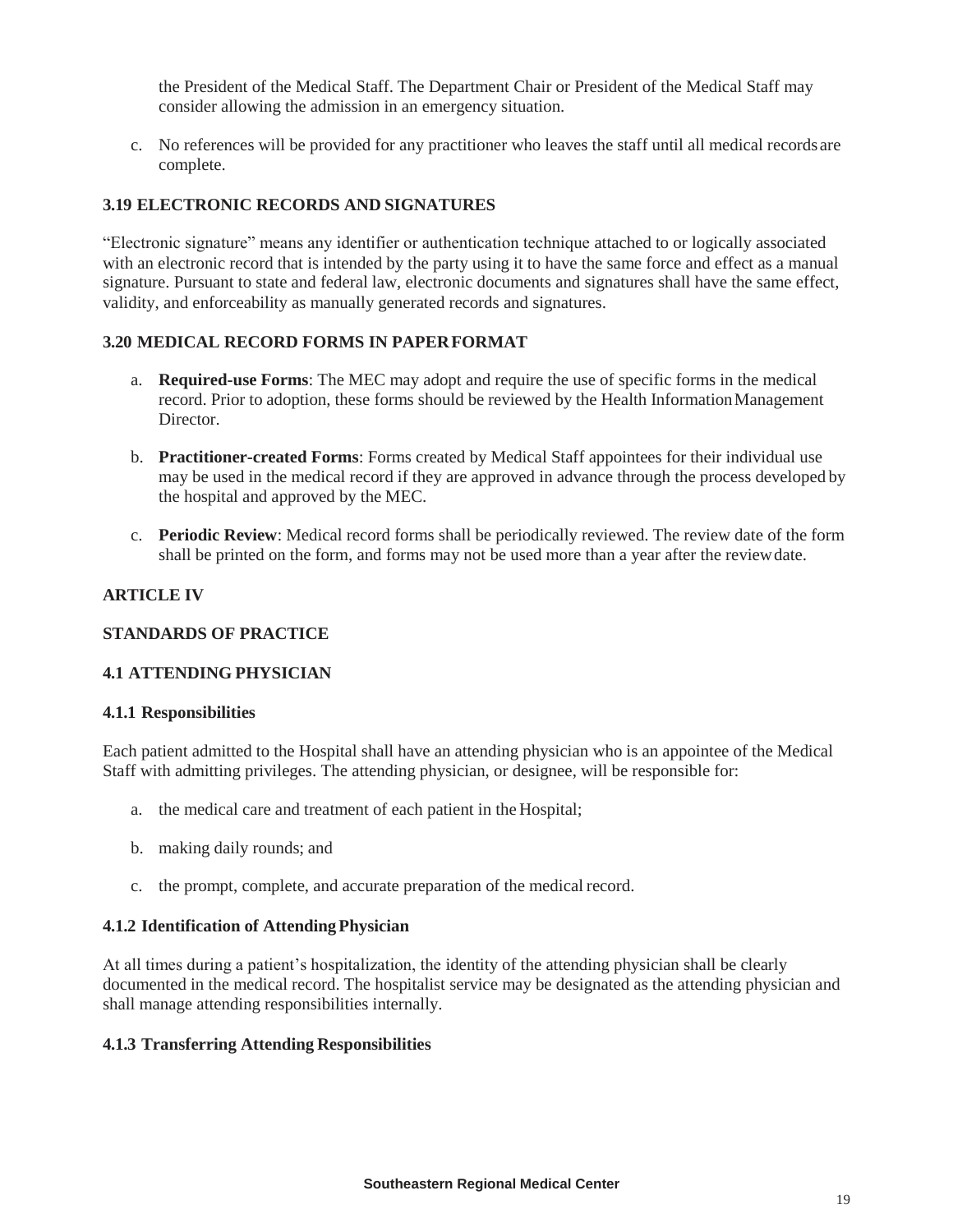the President of the Medical Staff. The Department Chair or President of the Medical Staff may consider allowing the admission in an emergency situation.

c. No references will be provided for any practitioner who leaves the staff until all medical records are complete.

### 3.19 ELECTRONIC RECORDS AND SIGNATURES

"Electronic signature" means any identifier or authentication technique attached to or logically associated with an electronic record that is intended by the party using it to have the same force and effect as a manual signature. Pursuant to state and federal law, electronic documents and signatures shall have the same effect, validity, and enforceability as manually generated records and signatures.

### 3.20 MEDICAL RECORD FORMS IN PAPER FORMAT

a. **Required-use Forms**: The MEC may adopt and require the use of specific forms in the medical record. Prior to adoption, these forms should be reviewed by the Health Information Management Director.

b. **Practitioner-created Forms**: Forms created by Medical Staff appointees for their individual use may be used in the medical record if they are approved in advance through the process developed by the hospital and approved by the MEC.

c. **Periodic Review**: Medical record forms shall be periodically reviewed. The review date of the form shall be printed on the form, and forms may not be used more than a year after the review date.

## ARTICLE IV

## STANDARDS OF PRACTICE

### 4.1 ATTENDING PHYSICIAN

#### 4.1.1 Responsibilities

Each patient admitted to the Hospital shall have an attending physician who is an appointee of the Medical Staff with admitting privileges. The attending physician, or designee, will be responsible for:

a. the medical care and treatment of each patient in the Hospital;

b. making daily rounds; and

c. the prompt, complete, and accurate preparation of the medical record.

#### 4.1.2 Identification of Attending Physician

At all times during a patient's hospitalization, the identity of the attending physician shall be clearly documented in the medical record. The hospitalist service may be designated as the attending physician and shall manage attending responsibilities internally.

#### 4.1.3 Transferring Attending Responsibilities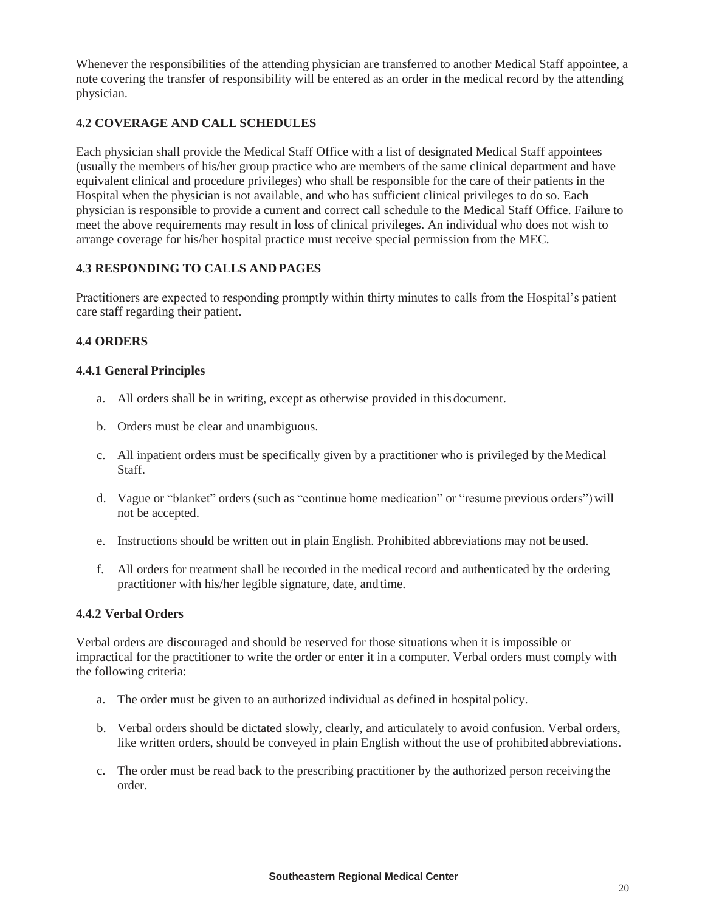Whenever the responsibilities of the attending physician are transferred to another Medical Staff appointee, a note covering the transfer of responsibility will be entered as an order in the medical record by the attending physician.

### 4.2 COVERAGE AND CALL SCHEDULES

Each physician shall provide the Medical Staff Office with a list of designated Medical Staff appointees (usually the members of his/her group practice who are members of the same clinical department and have equivalent clinical and procedure privileges) who shall be responsible for the care of their patients in the Hospital when the physician is not available, and who has sufficient clinical privileges to do so. Each physician is responsible to provide a current and correct call schedule to the Medical Staff Office. Failure to meet the above requirements may result in loss of clinical privileges. An individual who does not wish to arrange coverage for his/her hospital practice must receive special permission from the MEC.

### 4.3 RESPONDING TO CALLS AND PAGES

Practitioners are expected to responding promptly within thirty minutes to calls from the Hospital's patient care staff regarding their patient.

### 4.4 ORDERS

#### 4.4.1 General Principles

a. All orders shall be in writing, except as otherwise provided in this document.

b. Orders must be clear and unambiguous.

c. All inpatient orders must be specifically given by a practitioner who is privileged by the Medical Staff.

d. Vague or "blanket" orders (such as "continue home medication" or "resume previous orders") will not be accepted.

e. Instructions should be written out in plain English. Prohibited abbreviations may not be used.

f. All orders for treatment shall be recorded in the medical record and authenticated by the ordering practitioner with his/her legible signature, date, and time.

#### 4.4.2 Verbal Orders

Verbal orders are discouraged and should be reserved for those situations when it is impossible or impractical for the practitioner to write the order or enter it in a computer. Verbal orders must comply with the following criteria:

a. The order must be given to an authorized individual as defined in hospital policy.

b. Verbal orders should be dictated slowly, clearly, and articulately to avoid confusion. Verbal orders, like written orders, should be conveyed in plain English without the use of prohibited abbreviations.

c. The order must be read back to the prescribing practitioner by the authorized person receiving the order.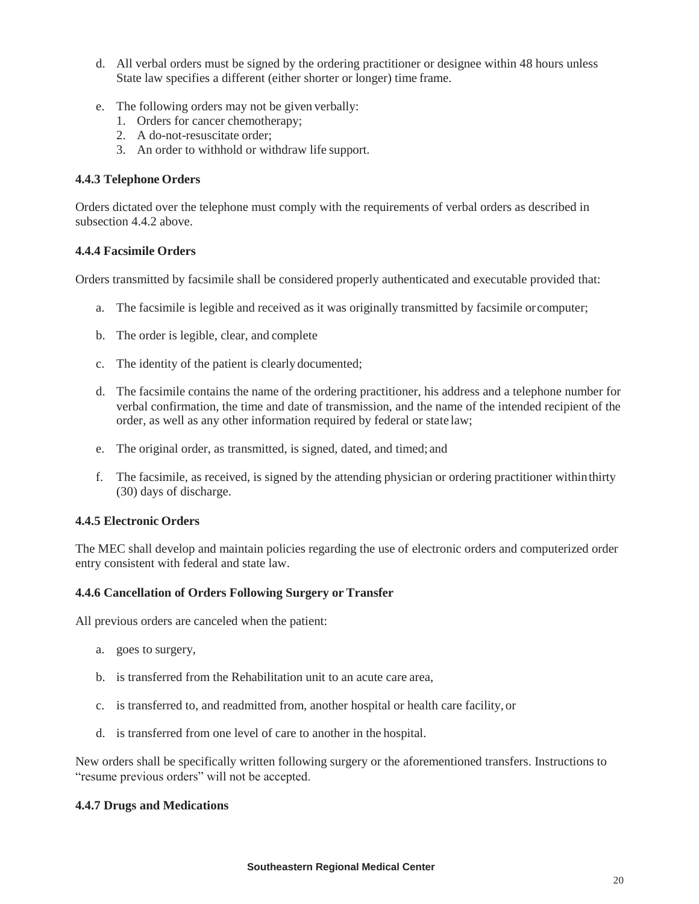d. All verbal orders must be signed by the ordering practitioner or designee within 48 hours unless State law specifies a different (either shorter or longer) time frame.

e. The following orders may not be given verbally:
   1. Orders for cancer chemotherapy;
   2. A do-not-resuscitate order;
   3. An order to withhold or withdraw life support.

#### 4.4.3 Telephone Orders

Orders dictated over the telephone must comply with the requirements of verbal orders as described in subsection 4.4.2 above.

#### 4.4.4 Facsimile Orders

Orders transmitted by facsimile shall be considered properly authenticated and executable provided that:

a. The facsimile is legible and received as it was originally transmitted by facsimile or computer;

b. The order is legible, clear, and complete

c. The identity of the patient is clearly documented;

d. The facsimile contains the name of the ordering practitioner, his address and a telephone number for verbal confirmation, the time and date of transmission, and the name of the intended recipient of the order, as well as any other information required by federal or state law;

e. The original order, as transmitted, is signed, dated, and timed; and

f. The facsimile, as received, is signed by the attending physician or ordering practitioner within thirty (30) days of discharge.

#### 4.4.5 Electronic Orders

The MEC shall develop and maintain policies regarding the use of electronic orders and computerized order entry consistent with federal and state law.

#### 4.4.6 Cancellation of Orders Following Surgery or Transfer

All previous orders are canceled when the patient:

a. goes to surgery,

b. is transferred from the Rehabilitation unit to an acute care area,

c. is transferred to, and readmitted from, another hospital or health care facility, or

d. is transferred from one level of care to another in the hospital.

New orders shall be specifically written following surgery or the aforementioned transfers. Instructions to "resume previous orders" will not be accepted.

#### 4.4.7 Drugs and Medications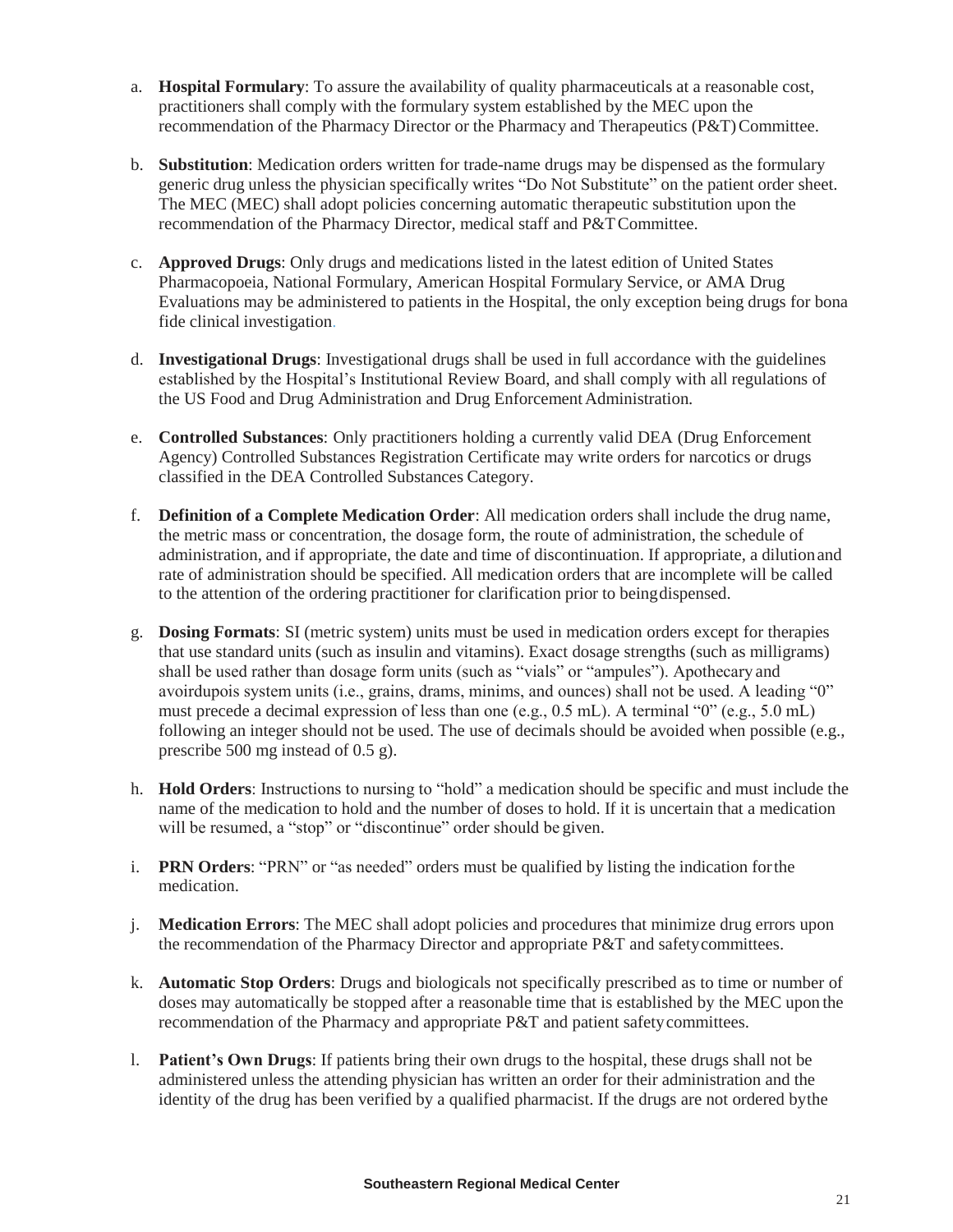a. **Hospital Formulary**: To assure the availability of quality pharmaceuticals at a reasonable cost, practitioners shall comply with the formulary system established by the MEC upon the recommendation of the Pharmacy Director or the Pharmacy and Therapeutics (P&T) Committee.

b. **Substitution**: Medication orders written for trade-name drugs may be dispensed as the formulary generic drug unless the physician specifically writes "Do Not Substitute" on the patient order sheet. The MEC (MEC) shall adopt policies concerning automatic therapeutic substitution upon the recommendation of the Pharmacy Director, medical staff and P&T Committee.

c. **Approved Drugs**: Only drugs and medications listed in the latest edition of United States Pharmacopoeia, National Formulary, American Hospital Formulary Service, or AMA Drug Evaluations may be administered to patients in the Hospital, the only exception being drugs for bona fide clinical investigation.

d. **Investigational Drugs**: Investigational drugs shall be used in full accordance with the guidelines established by the Hospital's Institutional Review Board, and shall comply with all regulations of the US Food and Drug Administration and Drug Enforcement Administration.

e. **Controlled Substances**: Only practitioners holding a currently valid DEA (Drug Enforcement Agency) Controlled Substances Registration Certificate may write orders for narcotics or drugs classified in the DEA Controlled Substances Category.

f. **Definition of a Complete Medication Order**: All medication orders shall include the drug name, the metric mass or concentration, the dosage form, the route of administration, the schedule of administration, and if appropriate, the date and time of discontinuation. If appropriate, a dilution and rate of administration should be specified. All medication orders that are incomplete will be called to the attention of the ordering practitioner for clarification prior to being dispensed.

g. **Dosing Formats**: SI (metric system) units must be used in medication orders except for therapies that use standard units (such as insulin and vitamins). Exact dosage strengths (such as milligrams) shall be used rather than dosage form units (such as "vials" or "ampules"). Apothecary and avoirdupois system units (i.e., grains, drams, minims, and ounces) shall not be used. A leading "0" must precede a decimal expression of less than one (e.g., 0.5 mL). A terminal "0" (e.g., 5.0 mL) following an integer should not be used. The use of decimals should be avoided when possible (e.g., prescribe 500 mg instead of 0.5 g).

h. **Hold Orders**: Instructions to nursing to "hold" a medication should be specific and must include the name of the medication to hold and the number of doses to hold. If it is uncertain that a medication will be resumed, a "stop" or "discontinue" order should be given.

i. **PRN Orders**: "PRN" or "as needed" orders must be qualified by listing the indication for the medication.

j. **Medication Errors**: The MEC shall adopt policies and procedures that minimize drug errors upon the recommendation of the Pharmacy Director and appropriate P&T and safety committees.

k. **Automatic Stop Orders**: Drugs and biologicals not specifically prescribed as to time or number of doses may automatically be stopped after a reasonable time that is established by the MEC upon the recommendation of the Pharmacy and appropriate P&T and patient safety committees.

l. **Patient's Own Drugs**: If patients bring their own drugs to the hospital, these drugs shall not be administered unless the attending physician has written an order for their administration and the identity of the drug has been verified by a qualified pharmacist. If the drugs are not ordered by the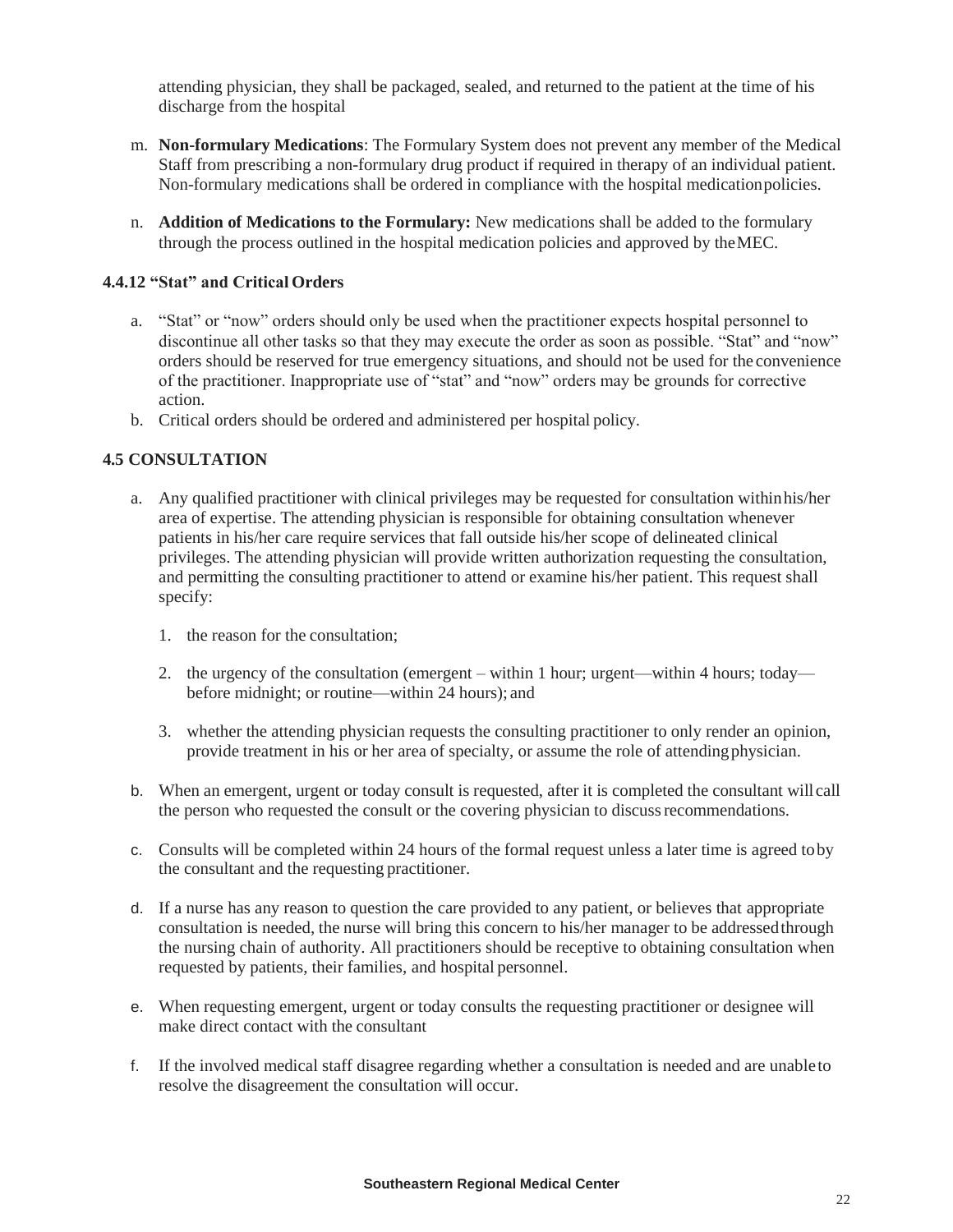attending physician, they shall be packaged, sealed, and returned to the patient at the time of his discharge from the hospital

m. **Non-formulary Medications**: The Formulary System does not prevent any member of the Medical Staff from prescribing a non-formulary drug product if required in therapy of an individual patient. Non-formulary medications shall be ordered in compliance with the hospital medication policies.

n. **Addition of Medications to the Formulary:** New medications shall be added to the formulary through the process outlined in the hospital medication policies and approved by the MEC.

### 4.4.12 "Stat" and Critical Orders

a. "Stat" or "now" orders should only be used when the practitioner expects hospital personnel to discontinue all other tasks so that they may execute the order as soon as possible. "Stat" and "now" orders should be reserved for true emergency situations, and should not be used for the convenience of the practitioner. Inappropriate use of "stat" and "now" orders may be grounds for corrective action.

b. Critical orders should be ordered and administered per hospital policy.

### 4.5 CONSULTATION

a. Any qualified practitioner with clinical privileges may be requested for consultation within his/her area of expertise. The attending physician is responsible for obtaining consultation whenever patients in his/her care require services that fall outside his/her scope of delineated clinical privileges. The attending physician will provide written authorization requesting the consultation, and permitting the consulting practitioner to attend or examine his/her patient. This request shall specify:

   1. the reason for the consultation;

   2. the urgency of the consultation (emergent – within 1 hour; urgent—within 4 hours; today—before midnight; or routine—within 24 hours); and

   3. whether the attending physician requests the consulting practitioner to only render an opinion, provide treatment in his or her area of specialty, or assume the role of attending physician.

b. When an emergent, urgent or today consult is requested, after it is completed the consultant will call the person who requested the consult or the covering physician to discuss recommendations.

c. Consults will be completed within 24 hours of the formal request unless a later time is agreed to by the consultant and the requesting practitioner.

d. If a nurse has any reason to question the care provided to any patient, or believes that appropriate consultation is needed, the nurse will bring this concern to his/her manager to be addressed through the nursing chain of authority. All practitioners should be receptive to obtaining consultation when requested by patients, their families, and hospital personnel.

e. When requesting emergent, urgent or today consults the requesting practitioner or designee will make direct contact with the consultant

f. If the involved medical staff disagree regarding whether a consultation is needed and are unable to resolve the disagreement the consultation will occur.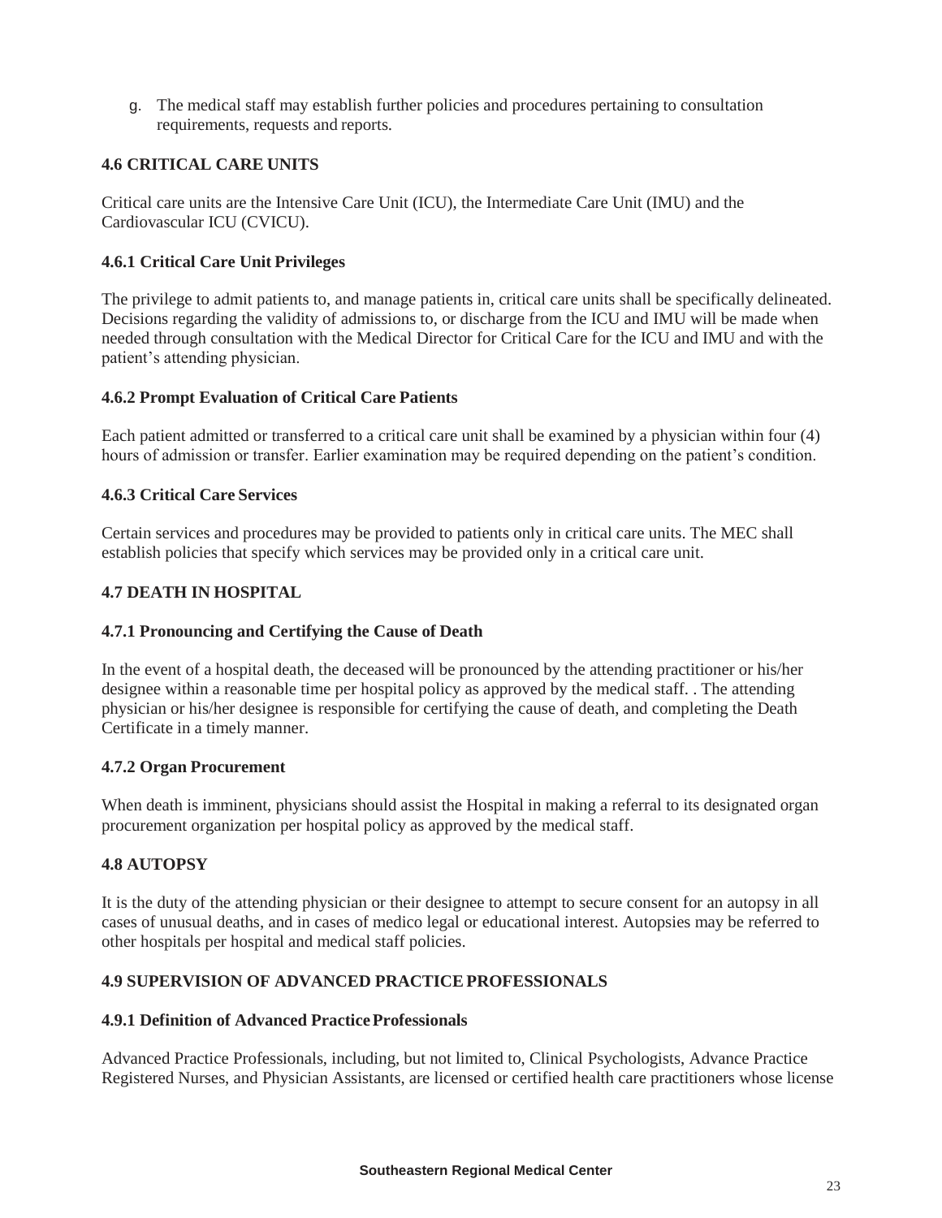g. The medical staff may establish further policies and procedures pertaining to consultation requirements, requests and reports.

### 4.6 CRITICAL CARE UNITS

Critical care units are the Intensive Care Unit (ICU), the Intermediate Care Unit (IMU) and the Cardiovascular ICU (CVICU).

#### 4.6.1 Critical Care Unit Privileges

The privilege to admit patients to, and manage patients in, critical care units shall be specifically delineated. Decisions regarding the validity of admissions to, or discharge from the ICU and IMU will be made when needed through consultation with the Medical Director for Critical Care for the ICU and IMU and with the patient's attending physician.

#### 4.6.2 Prompt Evaluation of Critical Care Patients

Each patient admitted or transferred to a critical care unit shall be examined by a physician within four (4) hours of admission or transfer. Earlier examination may be required depending on the patient's condition.

#### 4.6.3 Critical Care Services

Certain services and procedures may be provided to patients only in critical care units. The MEC shall establish policies that specify which services may be provided only in a critical care unit.

### 4.7 DEATH IN HOSPITAL

#### 4.7.1 Pronouncing and Certifying the Cause of Death

In the event of a hospital death, the deceased will be pronounced by the attending practitioner or his/her designee within a reasonable time per hospital policy as approved by the medical staff. . The attending physician or his/her designee is responsible for certifying the cause of death, and completing the Death Certificate in a timely manner.

#### 4.7.2 Organ Procurement

When death is imminent, physicians should assist the Hospital in making a referral to its designated organ procurement organization per hospital policy as approved by the medical staff.

### 4.8 AUTOPSY

It is the duty of the attending physician or their designee to attempt to secure consent for an autopsy in all cases of unusual deaths, and in cases of medico legal or educational interest. Autopsies may be referred to other hospitals per hospital and medical staff policies.

### 4.9 SUPERVISION OF ADVANCED PRACTICE PROFESSIONALS

#### 4.9.1 Definition of Advanced Practice Professionals

Advanced Practice Professionals, including, but not limited to, Clinical Psychologists, Advance Practice Registered Nurses, and Physician Assistants, are licensed or certified health care practitioners whose license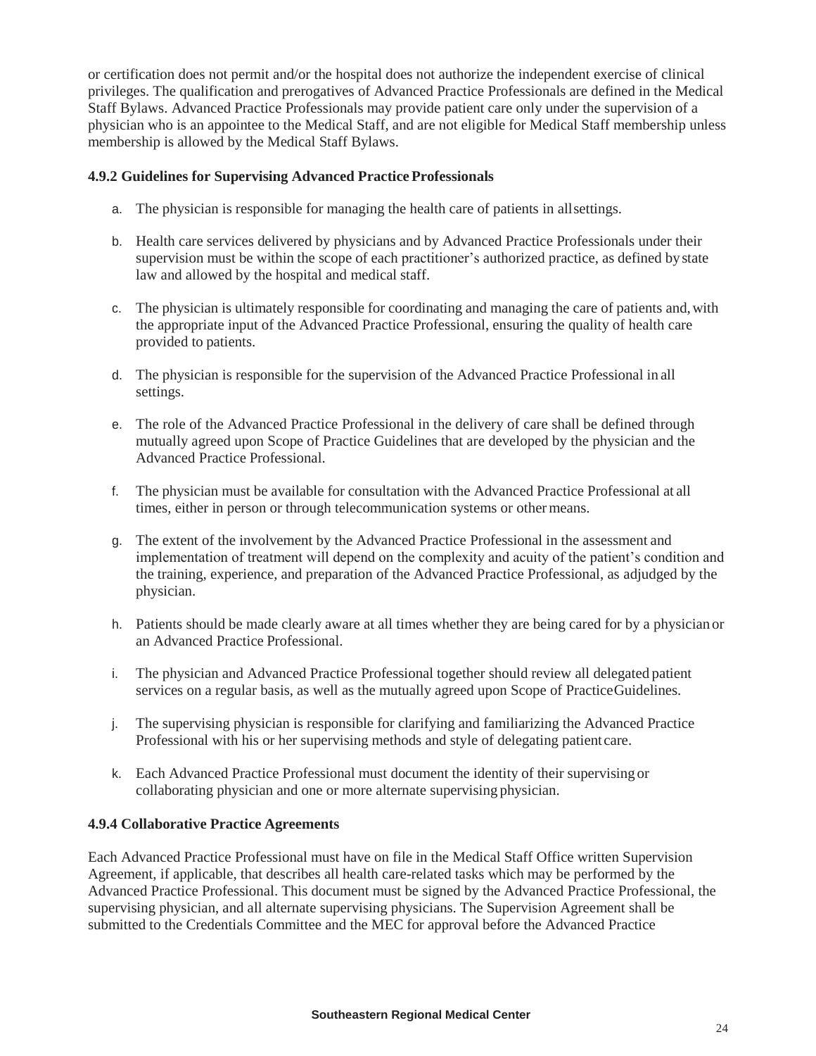or certification does not permit and/or the hospital does not authorize the independent exercise of clinical privileges. The qualification and prerogatives of Advanced Practice Professionals are defined in the Medical Staff Bylaws. Advanced Practice Professionals may provide patient care only under the supervision of a physician who is an appointee to the Medical Staff, and are not eligible for Medical Staff membership unless membership is allowed by the Medical Staff Bylaws.

### 4.9.2 Guidelines for Supervising Advanced Practice Professionals

a. The physician is responsible for managing the health care of patients in all settings.

b. Health care services delivered by physicians and by Advanced Practice Professionals under their supervision must be within the scope of each practitioner's authorized practice, as defined by state law and allowed by the hospital and medical staff.

c. The physician is ultimately responsible for coordinating and managing the care of patients and, with the appropriate input of the Advanced Practice Professional, ensuring the quality of health care provided to patients.

d. The physician is responsible for the supervision of the Advanced Practice Professional in all settings.

e. The role of the Advanced Practice Professional in the delivery of care shall be defined through mutually agreed upon Scope of Practice Guidelines that are developed by the physician and the Advanced Practice Professional.

f. The physician must be available for consultation with the Advanced Practice Professional at all times, either in person or through telecommunication systems or other means.

g. The extent of the involvement by the Advanced Practice Professional in the assessment and implementation of treatment will depend on the complexity and acuity of the patient's condition and the training, experience, and preparation of the Advanced Practice Professional, as adjudged by the physician.

h. Patients should be made clearly aware at all times whether they are being cared for by a physician or an Advanced Practice Professional.

i. The physician and Advanced Practice Professional together should review all delegated patient services on a regular basis, as well as the mutually agreed upon Scope of Practice Guidelines.

j. The supervising physician is responsible for clarifying and familiarizing the Advanced Practice Professional with his or her supervising methods and style of delegating patient care.

k. Each Advanced Practice Professional must document the identity of their supervising or collaborating physician and one or more alternate supervising physician.

### 4.9.4 Collaborative Practice Agreements

Each Advanced Practice Professional must have on file in the Medical Staff Office written Supervision Agreement, if applicable, that describes all health care-related tasks which may be performed by the Advanced Practice Professional. This document must be signed by the Advanced Practice Professional, the supervising physician, and all alternate supervising physicians. The Supervision Agreement shall be submitted to the Credentials Committee and the MEC for approval before the Advanced Practice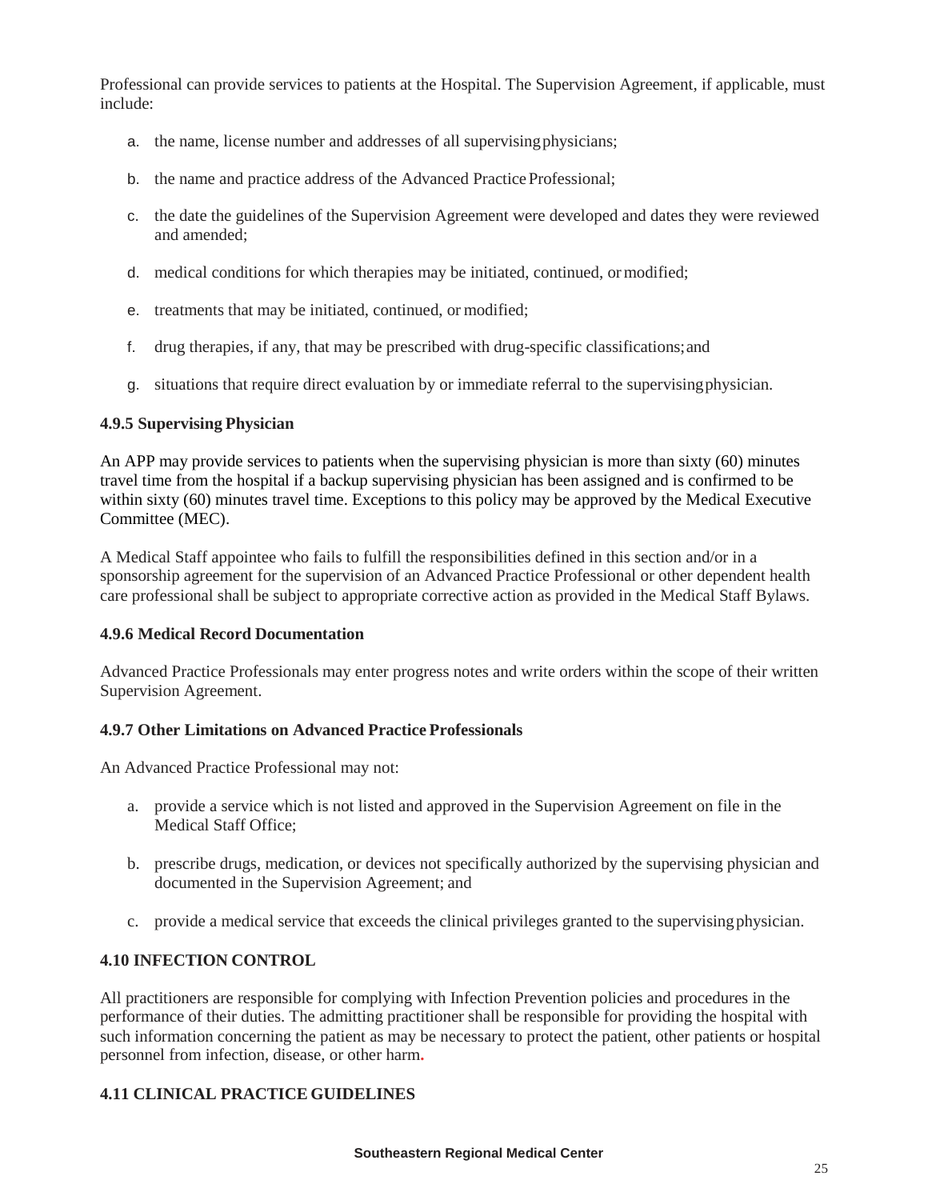Professional can provide services to patients at the Hospital. The Supervision Agreement, if applicable, must include:

a. the name, license number and addresses of all supervising physicians;

b. the name and practice address of the Advanced Practice Professional;

c. the date the guidelines of the Supervision Agreement were developed and dates they were reviewed and amended;

d. medical conditions for which therapies may be initiated, continued, or modified;

e. treatments that may be initiated, continued, or modified;

f. drug therapies, if any, that may be prescribed with drug-specific classifications; and

g. situations that require direct evaluation by or immediate referral to the supervising physician.

**4.9.5 Supervising Physician**

An APP may provide services to patients when the supervising physician is more than sixty (60) minutes travel time from the hospital if a backup supervising physician has been assigned and is confirmed to be within sixty (60) minutes travel time. Exceptions to this policy may be approved by the Medical Executive Committee (MEC).

A Medical Staff appointee who fails to fulfill the responsibilities defined in this section and/or in a sponsorship agreement for the supervision of an Advanced Practice Professional or other dependent health care professional shall be subject to appropriate corrective action as provided in the Medical Staff Bylaws.

**4.9.6 Medical Record Documentation**

Advanced Practice Professionals may enter progress notes and write orders within the scope of their written Supervision Agreement.

**4.9.7 Other Limitations on Advanced Practice Professionals**

An Advanced Practice Professional may not:

a. provide a service which is not listed and approved in the Supervision Agreement on file in the Medical Staff Office;

b. prescribe drugs, medication, or devices not specifically authorized by the supervising physician and documented in the Supervision Agreement; and

c. provide a medical service that exceeds the clinical privileges granted to the supervising physician.

**4.10 INFECTION CONTROL**

All practitioners are responsible for complying with Infection Prevention policies and procedures in the performance of their duties. The admitting practitioner shall be responsible for providing the hospital with such information concerning the patient as may be necessary to protect the patient, other patients or hospital personnel from infection, disease, or other harm.

**4.11 CLINICAL PRACTICE GUIDELINES**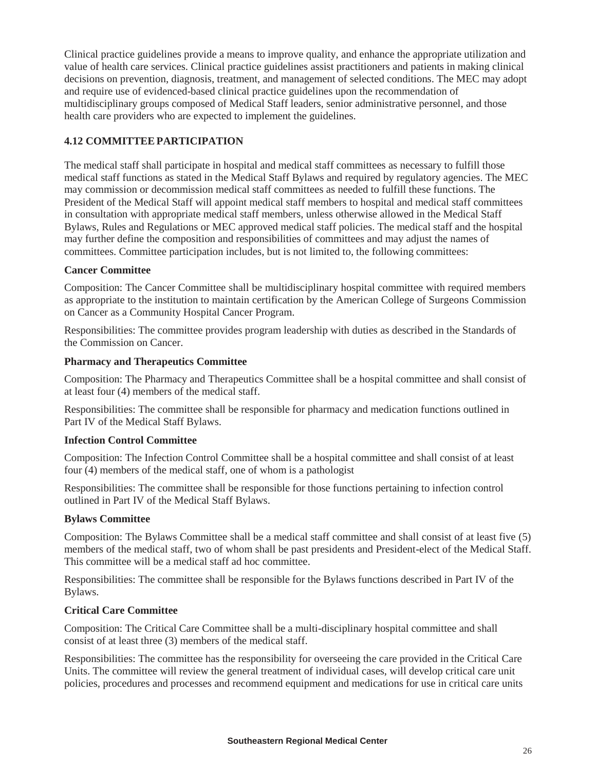Clinical practice guidelines provide a means to improve quality, and enhance the appropriate utilization and value of health care services. Clinical practice guidelines assist practitioners and patients in making clinical decisions on prevention, diagnosis, treatment, and management of selected conditions. The MEC may adopt and require use of evidenced-based clinical practice guidelines upon the recommendation of multidisciplinary groups composed of Medical Staff leaders, senior administrative personnel, and those health care providers who are expected to implement the guidelines.

### 4.12 COMMITTEE PARTICIPATION

The medical staff shall participate in hospital and medical staff committees as necessary to fulfill those medical staff functions as stated in the Medical Staff Bylaws and required by regulatory agencies. The MEC may commission or decommission medical staff committees as needed to fulfill these functions. The President of the Medical Staff will appoint medical staff members to hospital and medical staff committees in consultation with appropriate medical staff members, unless otherwise allowed in the Medical Staff Bylaws, Rules and Regulations or MEC approved medical staff policies. The medical staff and the hospital may further define the composition and responsibilities of committees and may adjust the names of committees. Committee participation includes, but is not limited to, the following committees:

**Cancer Committee**

Composition: The Cancer Committee shall be multidisciplinary hospital committee with required members as appropriate to the institution to maintain certification by the American College of Surgeons Commission on Cancer as a Community Hospital Cancer Program.

Responsibilities: The committee provides program leadership with duties as described in the Standards of the Commission on Cancer.

**Pharmacy and Therapeutics Committee**

Composition: The Pharmacy and Therapeutics Committee shall be a hospital committee and shall consist of at least four (4) members of the medical staff.

Responsibilities: The committee shall be responsible for pharmacy and medication functions outlined in Part IV of the Medical Staff Bylaws.

**Infection Control Committee**

Composition: The Infection Control Committee shall be a hospital committee and shall consist of at least four (4) members of the medical staff, one of whom is a pathologist

Responsibilities: The committee shall be responsible for those functions pertaining to infection control outlined in Part IV of the Medical Staff Bylaws.

**Bylaws Committee**

Composition: The Bylaws Committee shall be a medical staff committee and shall consist of at least five (5) members of the medical staff, two of whom shall be past presidents and President-elect of the Medical Staff. This committee will be a medical staff ad hoc committee.

Responsibilities: The committee shall be responsible for the Bylaws functions described in Part IV of the Bylaws.

**Critical Care Committee**

Composition: The Critical Care Committee shall be a multi-disciplinary hospital committee and shall consist of at least three (3) members of the medical staff.

Responsibilities: The committee has the responsibility for overseeing the care provided in the Critical Care Units. The committee will review the general treatment of individual cases, will develop critical care unit policies, procedures and processes and recommend equipment and medications for use in critical care units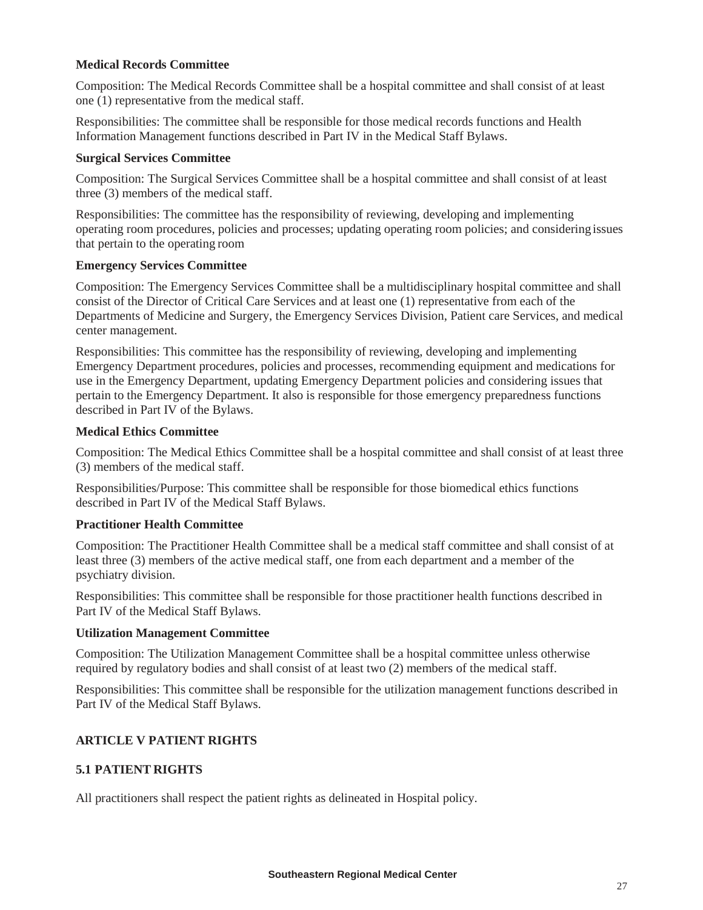**Medical Records Committee**

Composition: The Medical Records Committee shall be a hospital committee and shall consist of at least one (1) representative from the medical staff.

Responsibilities: The committee shall be responsible for those medical records functions and Health Information Management functions described in Part IV in the Medical Staff Bylaws.

**Surgical Services Committee**

Composition: The Surgical Services Committee shall be a hospital committee and shall consist of at least three (3) members of the medical staff.

Responsibilities: The committee has the responsibility of reviewing, developing and implementing operating room procedures, policies and processes; updating operating room policies; and considering issues that pertain to the operating room

**Emergency Services Committee**

Composition: The Emergency Services Committee shall be a multidisciplinary hospital committee and shall consist of the Director of Critical Care Services and at least one (1) representative from each of the Departments of Medicine and Surgery, the Emergency Services Division, Patient care Services, and medical center management.

Responsibilities: This committee has the responsibility of reviewing, developing and implementing Emergency Department procedures, policies and processes, recommending equipment and medications for use in the Emergency Department, updating Emergency Department policies and considering issues that pertain to the Emergency Department. It also is responsible for those emergency preparedness functions described in Part IV of the Bylaws.

**Medical Ethics Committee**

Composition: The Medical Ethics Committee shall be a hospital committee and shall consist of at least three (3) members of the medical staff.

Responsibilities/Purpose: This committee shall be responsible for those biomedical ethics functions described in Part IV of the Medical Staff Bylaws.

**Practitioner Health Committee**

Composition: The Practitioner Health Committee shall be a medical staff committee and shall consist of at least three (3) members of the active medical staff, one from each department and a member of the psychiatry division.

Responsibilities: This committee shall be responsible for those practitioner health functions described in Part IV of the Medical Staff Bylaws.

**Utilization Management Committee**

Composition: The Utilization Management Committee shall be a hospital committee unless otherwise required by regulatory bodies and shall consist of at least two (2) members of the medical staff.

Responsibilities: This committee shall be responsible for the utilization management functions described in Part IV of the Medical Staff Bylaws.

## ARTICLE V PATIENT RIGHTS

### 5.1 PATIENT RIGHTS

All practitioners shall respect the patient rights as delineated in Hospital policy.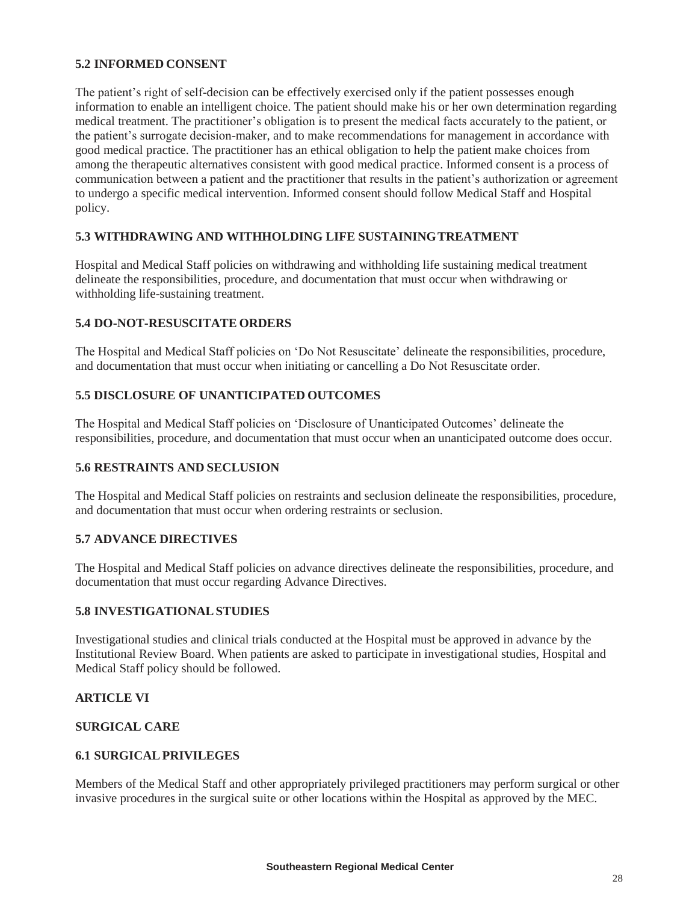### 5.2 INFORMED CONSENT

The patient's right of self-decision can be effectively exercised only if the patient possesses enough information to enable an intelligent choice. The patient should make his or her own determination regarding medical treatment. The practitioner's obligation is to present the medical facts accurately to the patient, or the patient's surrogate decision-maker, and to make recommendations for management in accordance with good medical practice. The practitioner has an ethical obligation to help the patient make choices from among the therapeutic alternatives consistent with good medical practice. Informed consent is a process of communication between a patient and the practitioner that results in the patient's authorization or agreement to undergo a specific medical intervention. Informed consent should follow Medical Staff and Hospital policy.

### 5.3 WITHDRAWING AND WITHHOLDING LIFE SUSTAINING TREATMENT

Hospital and Medical Staff policies on withdrawing and withholding life sustaining medical treatment delineate the responsibilities, procedure, and documentation that must occur when withdrawing or withholding life-sustaining treatment.

### 5.4 DO-NOT-RESUSCITATE ORDERS

The Hospital and Medical Staff policies on 'Do Not Resuscitate' delineate the responsibilities, procedure, and documentation that must occur when initiating or cancelling a Do Not Resuscitate order.

### 5.5 DISCLOSURE OF UNANTICIPATED OUTCOMES

The Hospital and Medical Staff policies on 'Disclosure of Unanticipated Outcomes' delineate the responsibilities, procedure, and documentation that must occur when an unanticipated outcome does occur.

### 5.6 RESTRAINTS AND SECLUSION

The Hospital and Medical Staff policies on restraints and seclusion delineate the responsibilities, procedure, and documentation that must occur when ordering restraints or seclusion.

### 5.7 ADVANCE DIRECTIVES

The Hospital and Medical Staff policies on advance directives delineate the responsibilities, procedure, and documentation that must occur regarding Advance Directives.

### 5.8 INVESTIGATIONAL STUDIES

Investigational studies and clinical trials conducted at the Hospital must be approved in advance by the Institutional Review Board. When patients are asked to participate in investigational studies, Hospital and Medical Staff policy should be followed.

## ARTICLE VI

## SURGICAL CARE

### 6.1 SURGICAL PRIVILEGES

Members of the Medical Staff and other appropriately privileged practitioners may perform surgical or other invasive procedures in the surgical suite or other locations within the Hospital as approved by the MEC.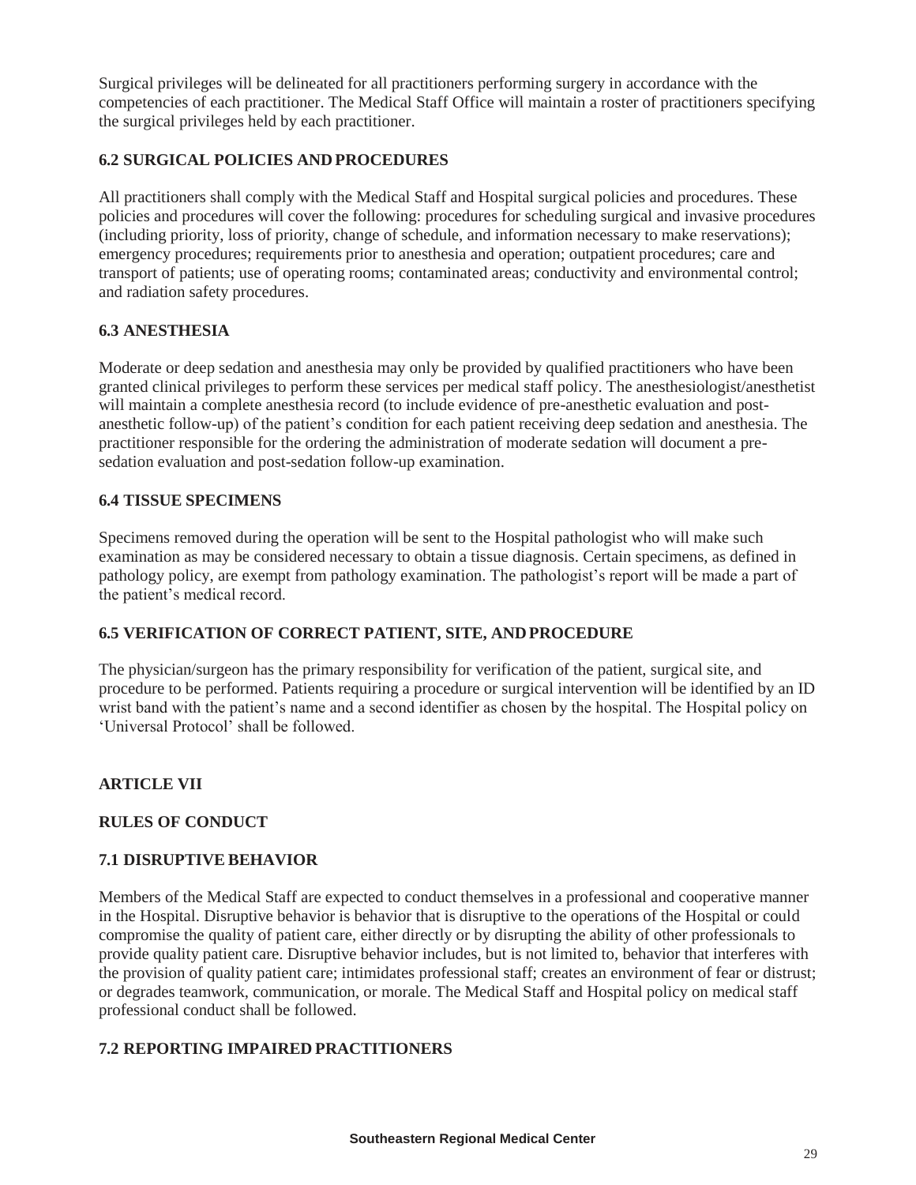Surgical privileges will be delineated for all practitioners performing surgery in accordance with the competencies of each practitioner. The Medical Staff Office will maintain a roster of practitioners specifying the surgical privileges held by each practitioner.

### 6.2 SURGICAL POLICIES AND PROCEDURES

All practitioners shall comply with the Medical Staff and Hospital surgical policies and procedures. These policies and procedures will cover the following: procedures for scheduling surgical and invasive procedures (including priority, loss of priority, change of schedule, and information necessary to make reservations); emergency procedures; requirements prior to anesthesia and operation; outpatient procedures; care and transport of patients; use of operating rooms; contaminated areas; conductivity and environmental control; and radiation safety procedures.

### 6.3 ANESTHESIA

Moderate or deep sedation and anesthesia may only be provided by qualified practitioners who have been granted clinical privileges to perform these services per medical staff policy. The anesthesiologist/anesthetist will maintain a complete anesthesia record (to include evidence of pre-anesthetic evaluation and post-anesthetic follow-up) of the patient's condition for each patient receiving deep sedation and anesthesia. The practitioner responsible for the ordering the administration of moderate sedation will document a pre-sedation evaluation and post-sedation follow-up examination.

### 6.4 TISSUE SPECIMENS

Specimens removed during the operation will be sent to the Hospital pathologist who will make such examination as may be considered necessary to obtain a tissue diagnosis. Certain specimens, as defined in pathology policy, are exempt from pathology examination. The pathologist's report will be made a part of the patient's medical record.

### 6.5 VERIFICATION OF CORRECT PATIENT, SITE, AND PROCEDURE

The physician/surgeon has the primary responsibility for verification of the patient, surgical site, and procedure to be performed. Patients requiring a procedure or surgical intervention will be identified by an ID wrist band with the patient's name and a second identifier as chosen by the hospital. The Hospital policy on 'Universal Protocol' shall be followed.

## ARTICLE VII

## RULES OF CONDUCT

### 7.1 DISRUPTIVE BEHAVIOR

Members of the Medical Staff are expected to conduct themselves in a professional and cooperative manner in the Hospital. Disruptive behavior is behavior that is disruptive to the operations of the Hospital or could compromise the quality of patient care, either directly or by disrupting the ability of other professionals to provide quality patient care. Disruptive behavior includes, but is not limited to, behavior that interferes with the provision of quality patient care; intimidates professional staff; creates an environment of fear or distrust; or degrades teamwork, communication, or morale. The Medical Staff and Hospital policy on medical staff professional conduct shall be followed.

### 7.2 REPORTING IMPAIRED PRACTITIONERS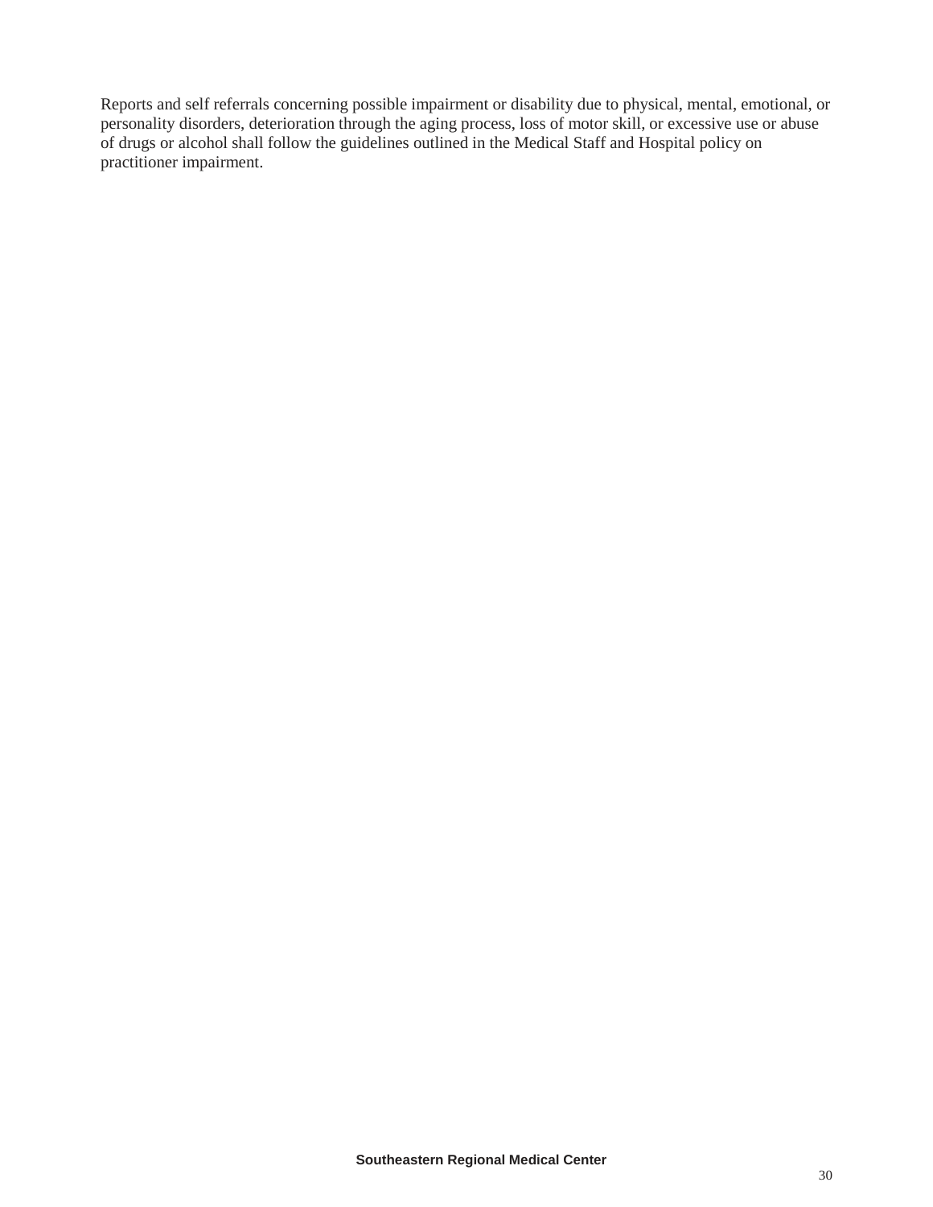Reports and self referrals concerning possible impairment or disability due to physical, mental, emotional, or personality disorders, deterioration through the aging process, loss of motor skill, or excessive use or abuse of drugs or alcohol shall follow the guidelines outlined in the Medical Staff and Hospital policy on practitioner impairment.